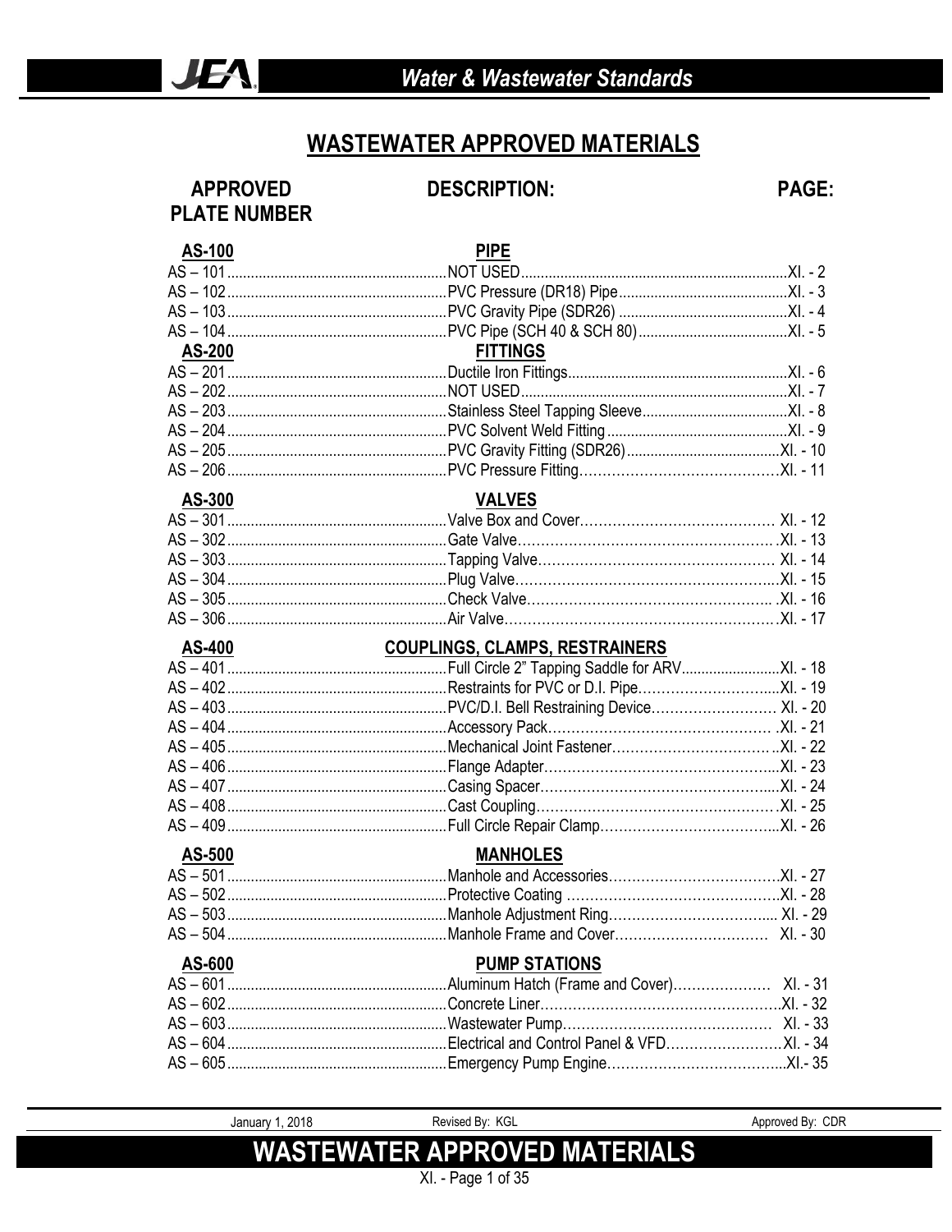# WASTEWATER APPROVED MATERIALS

| APPROVED PLATE NUMBER | DESCRIPTION: | PAGE: |
|---|---|---|
| **AS-100** | **PIPE** | |
| AS – 101 | NOT USED | XI. - 2 |
| AS – 102 | PVC Pressure (DR18) Pipe | XI. - 3 |
| AS – 103 | PVC Gravity Pipe (SDR26) | XI. - 4 |
| AS – 104 | PVC Pipe (SCH 40 & SCH 80) | XI. - 5 |
| **AS-200** | **FITTINGS** | |
| AS – 201 | Ductile Iron Fittings | XI. - 6 |
| AS – 202 | NOT USED | XI. - 7 |
| AS – 203 | Stainless Steel Tapping Sleeve | XI. - 8 |
| AS – 204 | PVC Solvent Weld Fitting | XI. - 9 |
| AS – 205 | PVC Gravity Fitting (SDR26) | XI. - 10 |
| AS – 206 | PVC Pressure Fitting | XI. - 11 |
| **AS-300** | **VALVES** | |
| AS – 301 | Valve Box and Cover | XI. - 12 |
| AS – 302 | Gate Valve | XI. - 13 |
| AS – 303 | Tapping Valve | XI. - 14 |
| AS – 304 | Plug Valve | XI. - 15 |
| AS – 305 | Check Valve | XI. - 16 |
| AS – 306 | Air Valve | XI. - 17 |
| **AS-400** | **COUPLINGS, CLAMPS, RESTRAINERS** | |
| AS – 401 | Full Circle 2" Tapping Saddle for ARV | XI. - 18 |
| AS – 402 | Restraints for PVC or D.I. Pipe | XI. - 19 |
| AS – 403 | PVC/D.I. Bell Restraining Device | XI. - 20 |
| AS – 404 | Accessory Pack | XI. - 21 |
| AS – 405 | Mechanical Joint Fastener | XI. - 22 |
| AS – 406 | Flange Adapter | XI. - 23 |
| AS – 407 | Casing Spacer | XI. - 24 |
| AS – 408 | Cast Coupling | XI. - 25 |
| AS – 409 | Full Circle Repair Clamp | XI. - 26 |
| **AS-500** | **MANHOLES** | |
| AS – 501 | Manhole and Accessories | XI. - 27 |
| AS – 502 | Protective Coating | XI. - 28 |
| AS – 503 | Manhole Adjustment Ring | XI. - 29 |
| AS – 504 | Manhole Frame and Cover | XI. - 30 |
| **AS-600** | **PUMP STATIONS** | |
| AS – 601 | Aluminum Hatch (Frame and Cover) | XI. - 31 |
| AS – 602 | Concrete Liner | XI. - 32 |
| AS – 603 | Wastewater Pump | XI. - 33 |
| AS – 604 | Electrical and Control Panel & VFD | XI. - 34 |
| AS – 605 | Emergency Pump Engine | XI.- 35 |

January 1, 2018 &nbsp;&nbsp; Revised By: KGL &nbsp;&nbsp; Approved By: CDR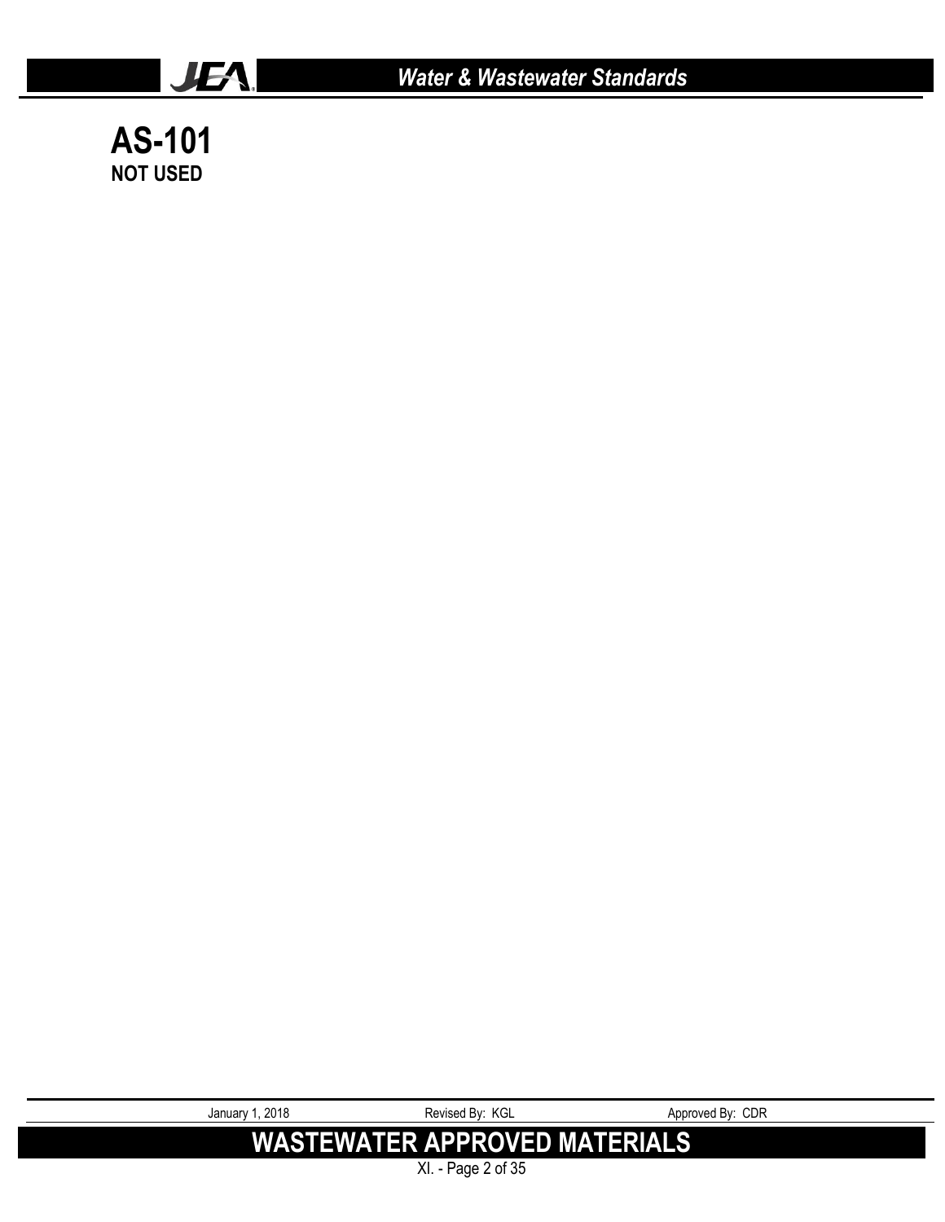# AS-101

**NOT USED**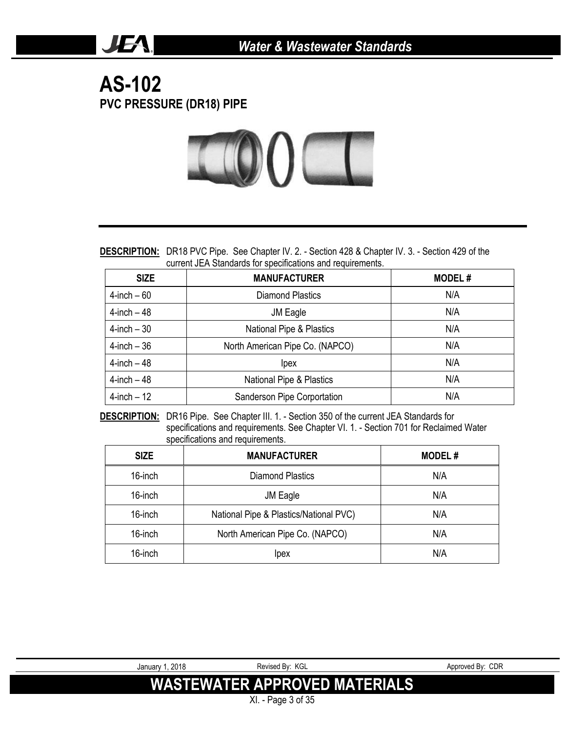# AS-102

## PVC PRESSURE (DR18) PIPE

**DESCRIPTION:** DR18 PVC Pipe. See Chapter IV. 2. - Section 428 & Chapter IV. 3. - Section 429 of the current JEA Standards for specifications and requirements.

| SIZE | MANUFACTURER | MODEL # |
| --- | --- | --- |
| 4-inch – 60 | Diamond Plastics | N/A |
| 4-inch – 48 | JM Eagle | N/A |
| 4-inch – 30 | National Pipe & Plastics | N/A |
| 4-inch – 36 | North American Pipe Co. (NAPCO) | N/A |
| 4-inch – 48 | Ipex | N/A |
| 4-inch – 48 | National Pipe & Plastics | N/A |
| 4-inch – 12 | Sanderson Pipe Corportation | N/A |

**DESCRIPTION:** DR16 Pipe. See Chapter III. 1. - Section 350 of the current JEA Standards for specifications and requirements. See Chapter VI. 1. - Section 701 for Reclaimed Water specifications and requirements.

| SIZE | MANUFACTURER | MODEL # |
| --- | --- | --- |
| 16-inch | Diamond Plastics | N/A |
| 16-inch | JM Eagle | N/A |
| 16-inch | National Pipe & Plastics/National PVC) | N/A |
| 16-inch | North American Pipe Co. (NAPCO) | N/A |
| 16-inch | Ipex | N/A |

January 1, 2018 Revised By: KGL Approved By: CDR

**WASTEWATER APPROVED MATERIALS**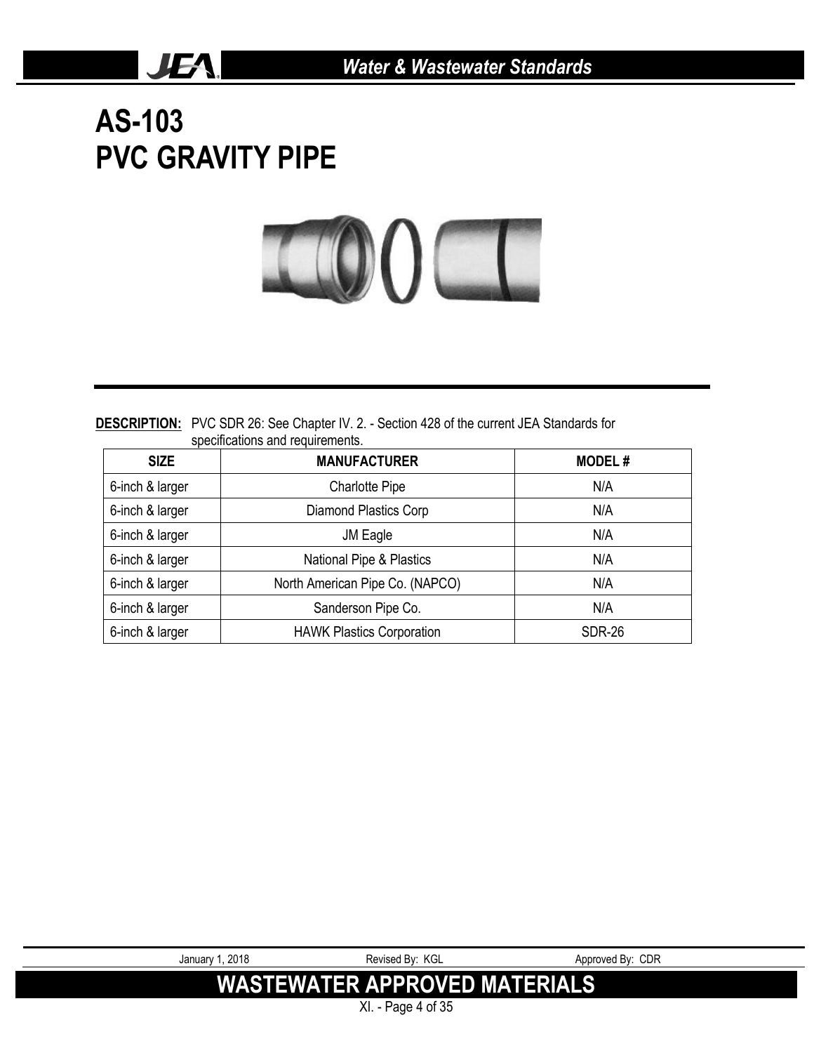# AS-103
# PVC GRAVITY PIPE

**DESCRIPTION:** PVC SDR 26: See Chapter IV. 2. - Section 428 of the current JEA Standards for specifications and requirements.

| SIZE | MANUFACTURER | MODEL # |
|---|---|---|
| 6-inch & larger | Charlotte Pipe | N/A |
| 6-inch & larger | Diamond Plastics Corp | N/A |
| 6-inch & larger | JM Eagle | N/A |
| 6-inch & larger | National Pipe & Plastics | N/A |
| 6-inch & larger | North American Pipe Co. (NAPCO) | N/A |
| 6-inch & larger | Sanderson Pipe Co. | N/A |
| 6-inch & larger | HAWK Plastics Corporation | SDR-26 |

January 1, 2018 Revised By: KGL Approved By: CDR

**WASTEWATER APPROVED MATERIALS**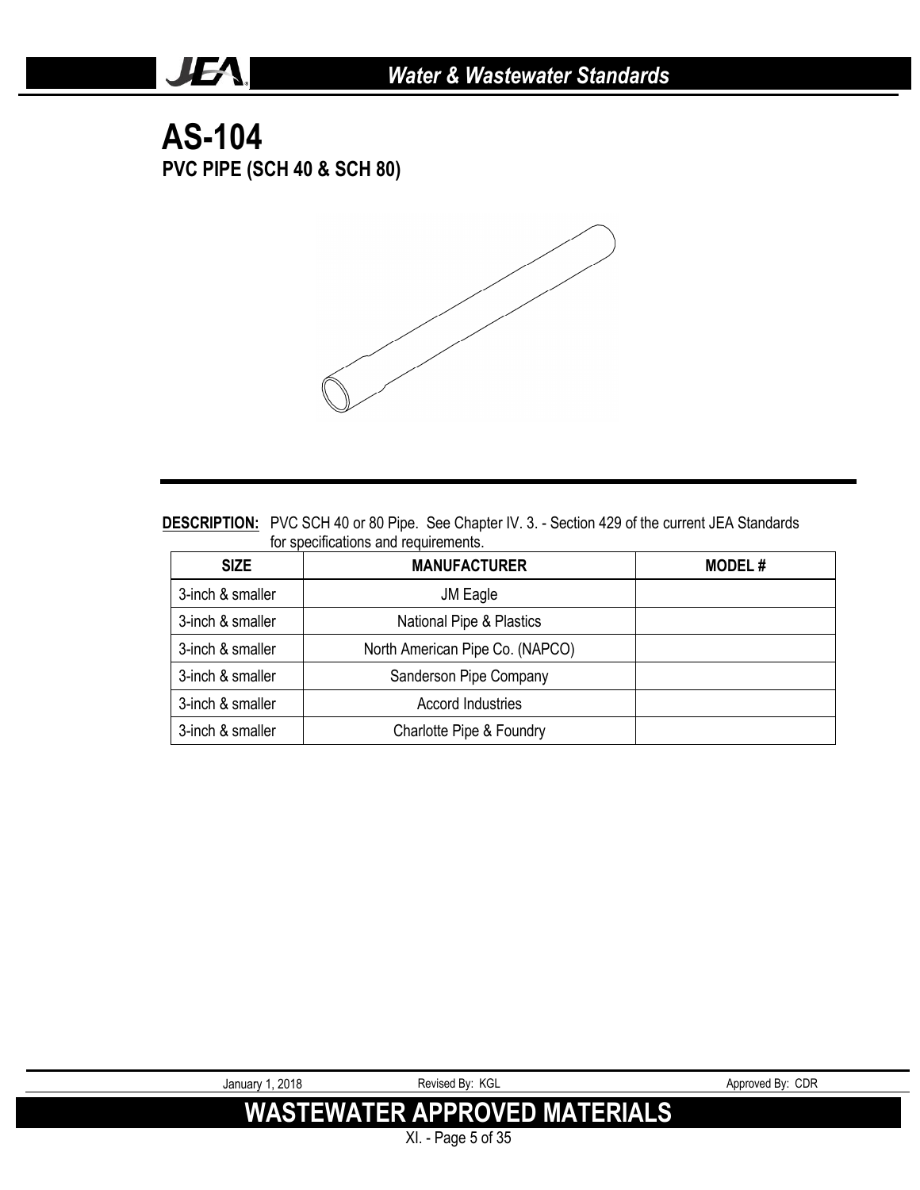# AS-104

## PVC PIPE (SCH 40 & SCH 80)

**DESCRIPTION:** PVC SCH 40 or 80 Pipe. See Chapter IV. 3. - Section 429 of the current JEA Standards for specifications and requirements.

| SIZE | MANUFACTURER | MODEL # |
|---|---|---|
| 3-inch & smaller | JM Eagle | |
| 3-inch & smaller | National Pipe & Plastics | |
| 3-inch & smaller | North American Pipe Co. (NAPCO) | |
| 3-inch & smaller | Sanderson Pipe Company | |
| 3-inch & smaller | Accord Industries | |
| 3-inch & smaller | Charlotte Pipe & Foundry | |

January 1, 2018 Revised By: KGL Approved By: CDR

**WASTEWATER APPROVED MATERIALS**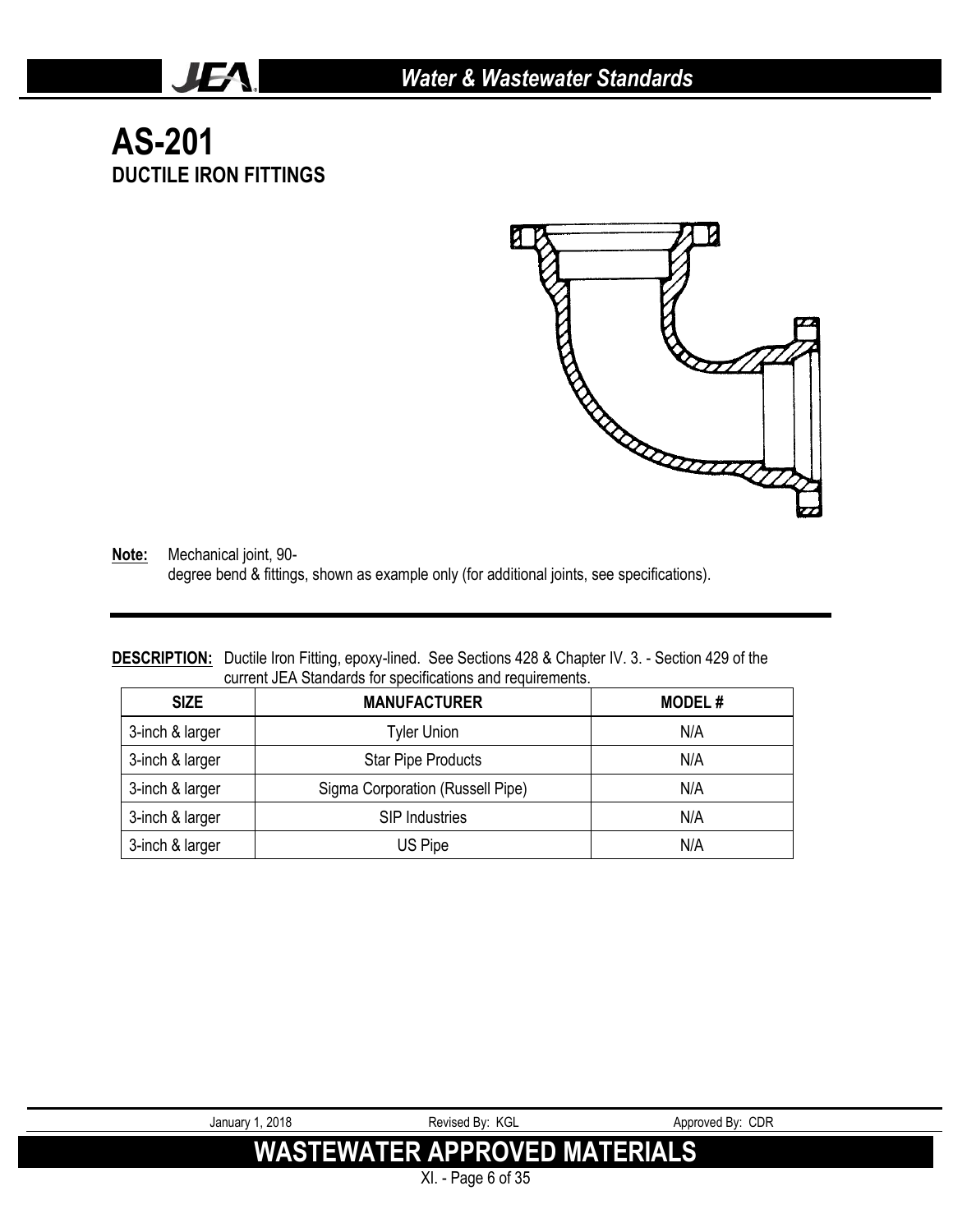# AS-201
## DUCTILE IRON FITTINGS

**Note:** Mechanical joint, 90-degree bend & fittings, shown as example only (for additional joints, see specifications).

**DESCRIPTION:** Ductile Iron Fitting, epoxy-lined. See Sections 428 & Chapter IV. 3. - Section 429 of the current JEA Standards for specifications and requirements.

| SIZE | MANUFACTURER | MODEL # |
|---|---|---|
| 3-inch & larger | Tyler Union | N/A |
| 3-inch & larger | Star Pipe Products | N/A |
| 3-inch & larger | Sigma Corporation (Russell Pipe) | N/A |
| 3-inch & larger | SIP Industries | N/A |
| 3-inch & larger | US Pipe | N/A |

January 1, 2018 | Revised By: KGL | Approved By: CDR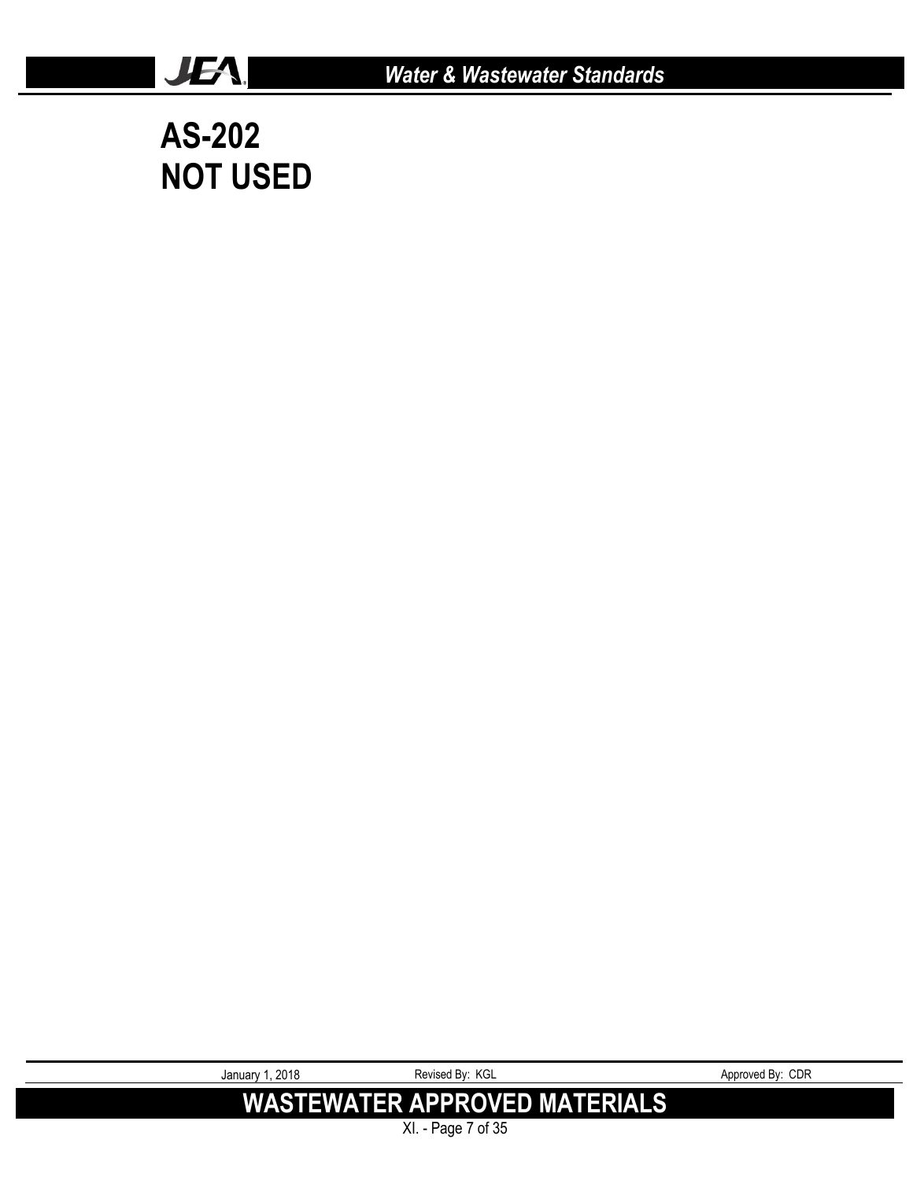# AS-202
# NOT USED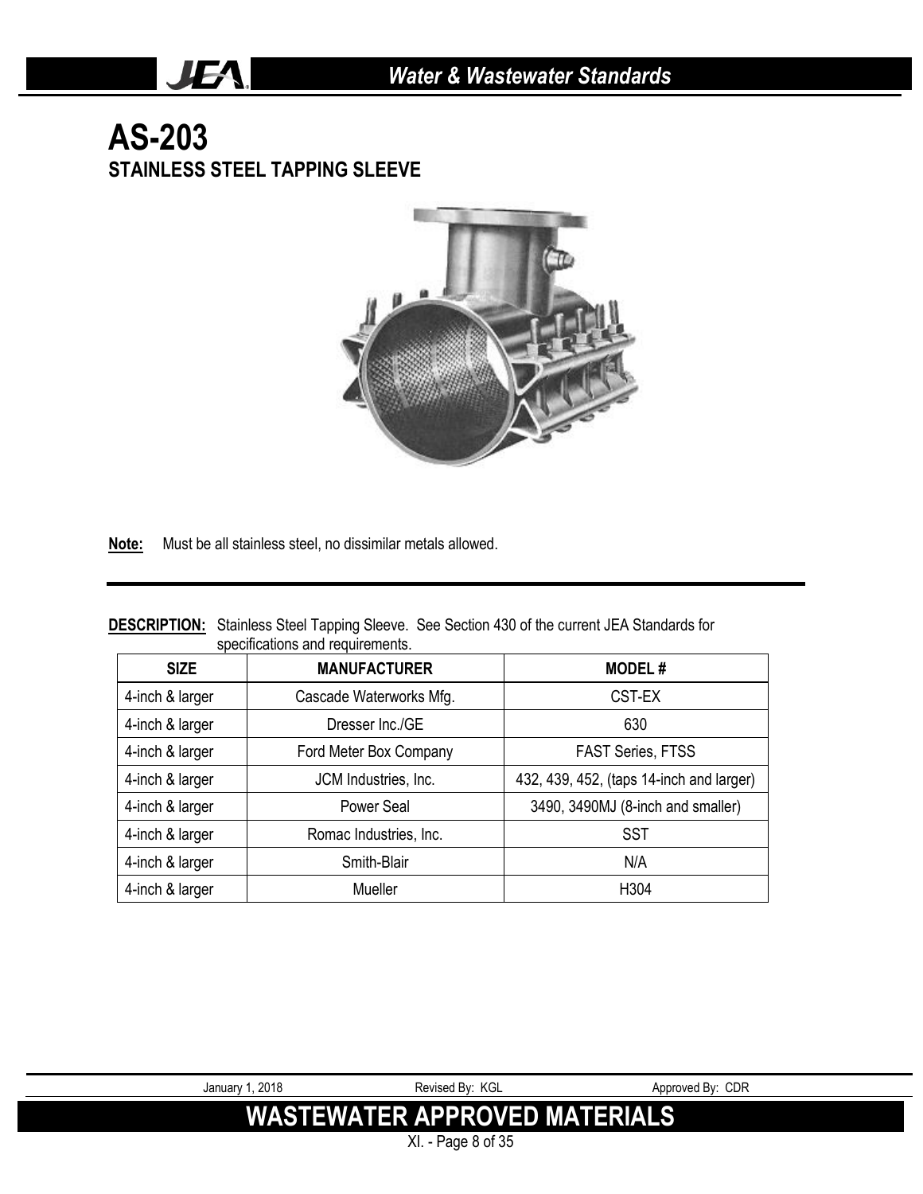# AS-203

## STAINLESS STEEL TAPPING SLEEVE

**Note:** Must be all stainless steel, no dissimilar metals allowed.

**DESCRIPTION:** Stainless Steel Tapping Sleeve. See Section 430 of the current JEA Standards for specifications and requirements.

| SIZE | MANUFACTURER | MODEL # |
| --- | --- | --- |
| 4-inch & larger | Cascade Waterworks Mfg. | CST-EX |
| 4-inch & larger | Dresser Inc./GE | 630 |
| 4-inch & larger | Ford Meter Box Company | FAST Series, FTSS |
| 4-inch & larger | JCM Industries, Inc. | 432, 439, 452, (taps 14-inch and larger) |
| 4-inch & larger | Power Seal | 3490, 3490MJ (8-inch and smaller) |
| 4-inch & larger | Romac Industries, Inc. | SST |
| 4-inch & larger | Smith-Blair | N/A |
| 4-inch & larger | Mueller | H304 |

January 1, 2018 Revised By: KGL Approved By: CDR

**WASTEWATER APPROVED MATERIALS**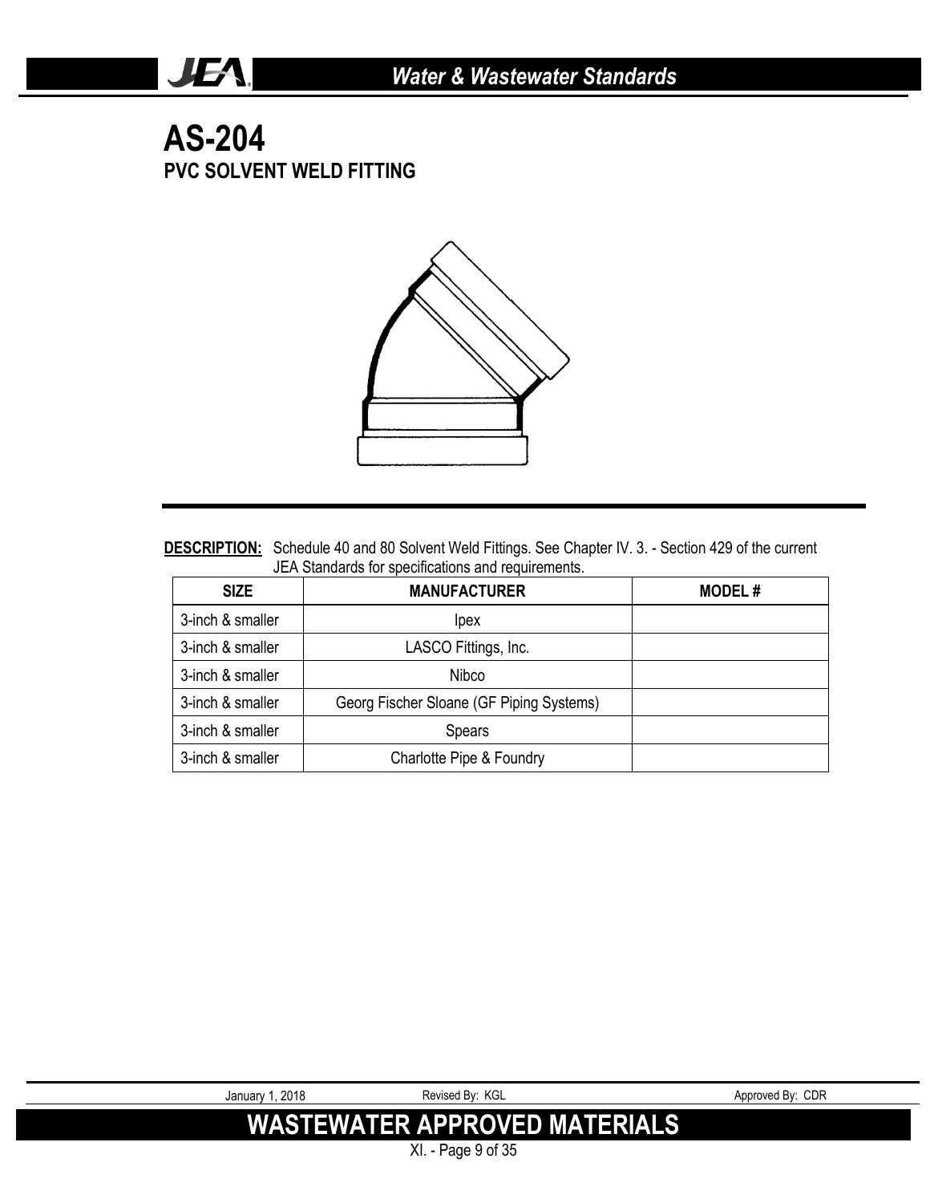# AS-204

## PVC SOLVENT WELD FITTING

**DESCRIPTION:** Schedule 40 and 80 Solvent Weld Fittings. See Chapter IV. 3. - Section 429 of the current JEA Standards for specifications and requirements.

| SIZE | MANUFACTURER | MODEL # |
|---|---|---|
| 3-inch & smaller | Ipex | |
| 3-inch & smaller | LASCO Fittings, Inc. | |
| 3-inch & smaller | Nibco | |
| 3-inch & smaller | Georg Fischer Sloane (GF Piping Systems) | |
| 3-inch & smaller | Spears | |
| 3-inch & smaller | Charlotte Pipe & Foundry | |

January 1, 2018 Revised By: KGL Approved By: CDR

**WASTEWATER APPROVED MATERIALS**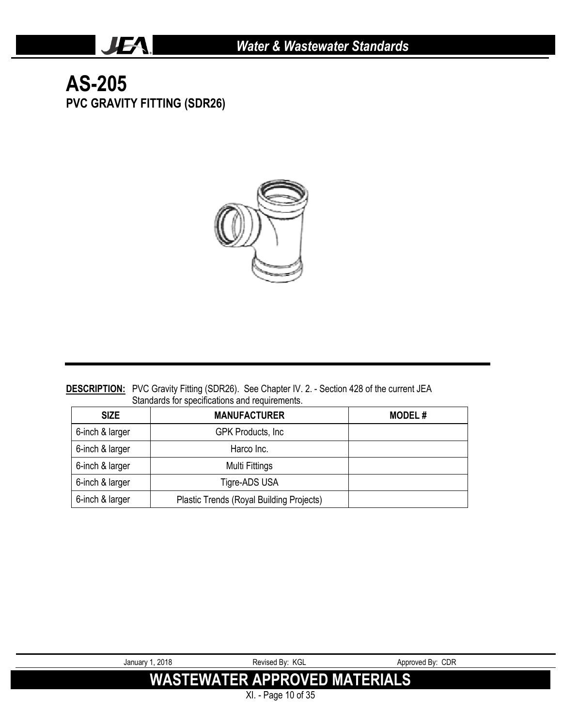# AS-205

## PVC GRAVITY FITTING (SDR26)

**DESCRIPTION:** PVC Gravity Fitting (SDR26). See Chapter IV. 2. - Section 428 of the current JEA Standards for specifications and requirements.

| SIZE | MANUFACTURER | MODEL # |
|---|---|---|
| 6-inch & larger | GPK Products, Inc | |
| 6-inch & larger | Harco Inc. | |
| 6-inch & larger | Multi Fittings | |
| 6-inch & larger | Tigre-ADS USA | |
| 6-inch & larger | Plastic Trends (Royal Building Projects) | |

January 1, 2018 | Revised By: KGL | Approved By: CDR

**WASTEWATER APPROVED MATERIALS**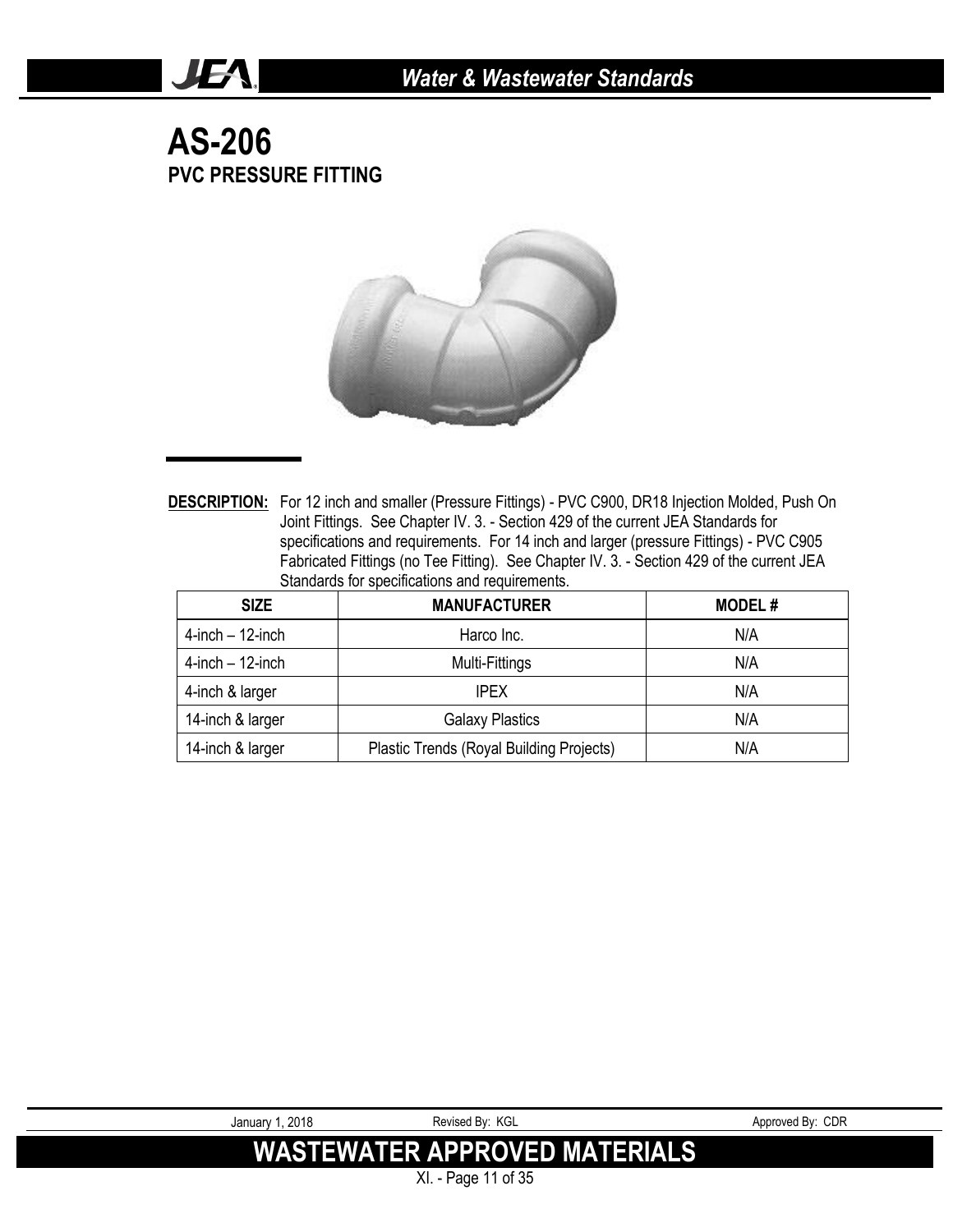# AS-206

## PVC PRESSURE FITTING

**DESCRIPTION:** For 12 inch and smaller (Pressure Fittings) - PVC C900, DR18 Injection Molded, Push On Joint Fittings. See Chapter IV. 3. - Section 429 of the current JEA Standards for specifications and requirements. For 14 inch and larger (pressure Fittings) - PVC C905 Fabricated Fittings (no Tee Fitting). See Chapter IV. 3. - Section 429 of the current JEA Standards for specifications and requirements.

| SIZE | MANUFACTURER | MODEL # |
|---|---|---|
| 4-inch – 12-inch | Harco Inc. | N/A |
| 4-inch – 12-inch | Multi-Fittings | N/A |
| 4-inch & larger | IPEX | N/A |
| 14-inch & larger | Galaxy Plastics | N/A |
| 14-inch & larger | Plastic Trends (Royal Building Projects) | N/A |

January 1, 2018 | Revised By: KGL | Approved By: CDR

**WASTEWATER APPROVED MATERIALS**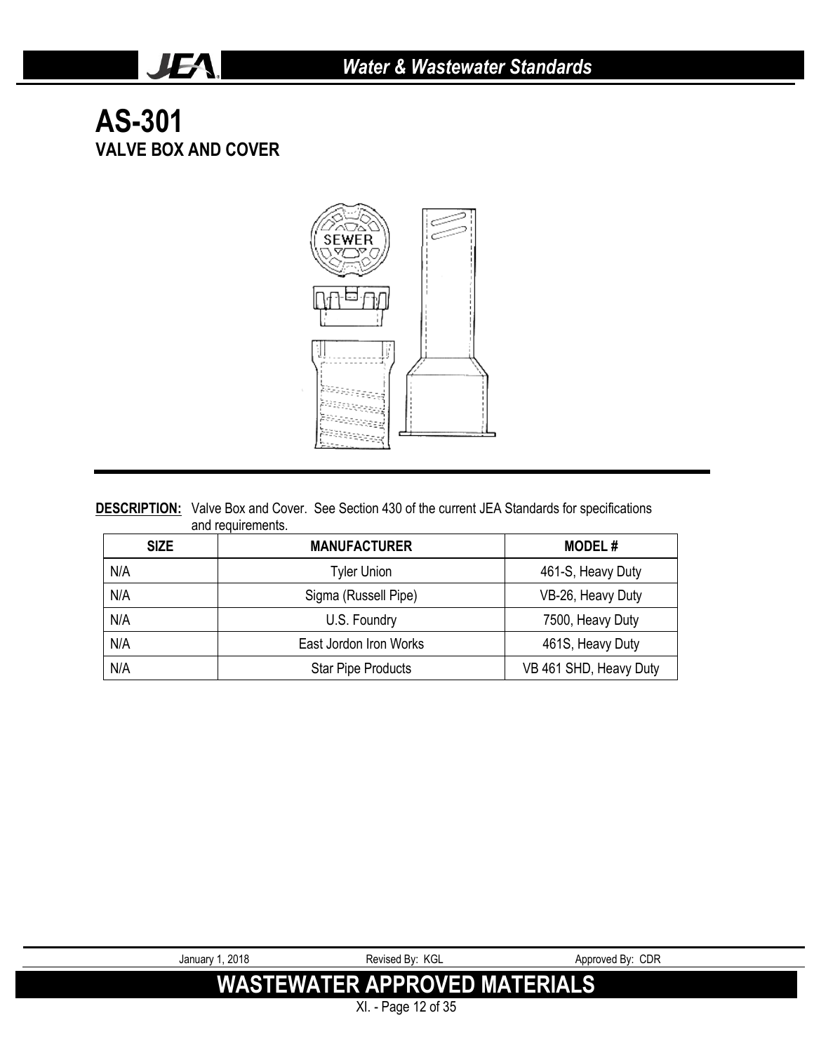# AS-301

## VALVE BOX AND COVER

**DESCRIPTION:** Valve Box and Cover. See Section 430 of the current JEA Standards for specifications and requirements.

| SIZE | MANUFACTURER | MODEL # |
|---|---|---|
| N/A | Tyler Union | 461-S, Heavy Duty |
| N/A | Sigma (Russell Pipe) | VB-26, Heavy Duty |
| N/A | U.S. Foundry | 7500, Heavy Duty |
| N/A | East Jordon Iron Works | 461S, Heavy Duty |
| N/A | Star Pipe Products | VB 461 SHD, Heavy Duty |

January 1, 2018 Revised By: KGL Approved By: CDR

**WASTEWATER APPROVED MATERIALS**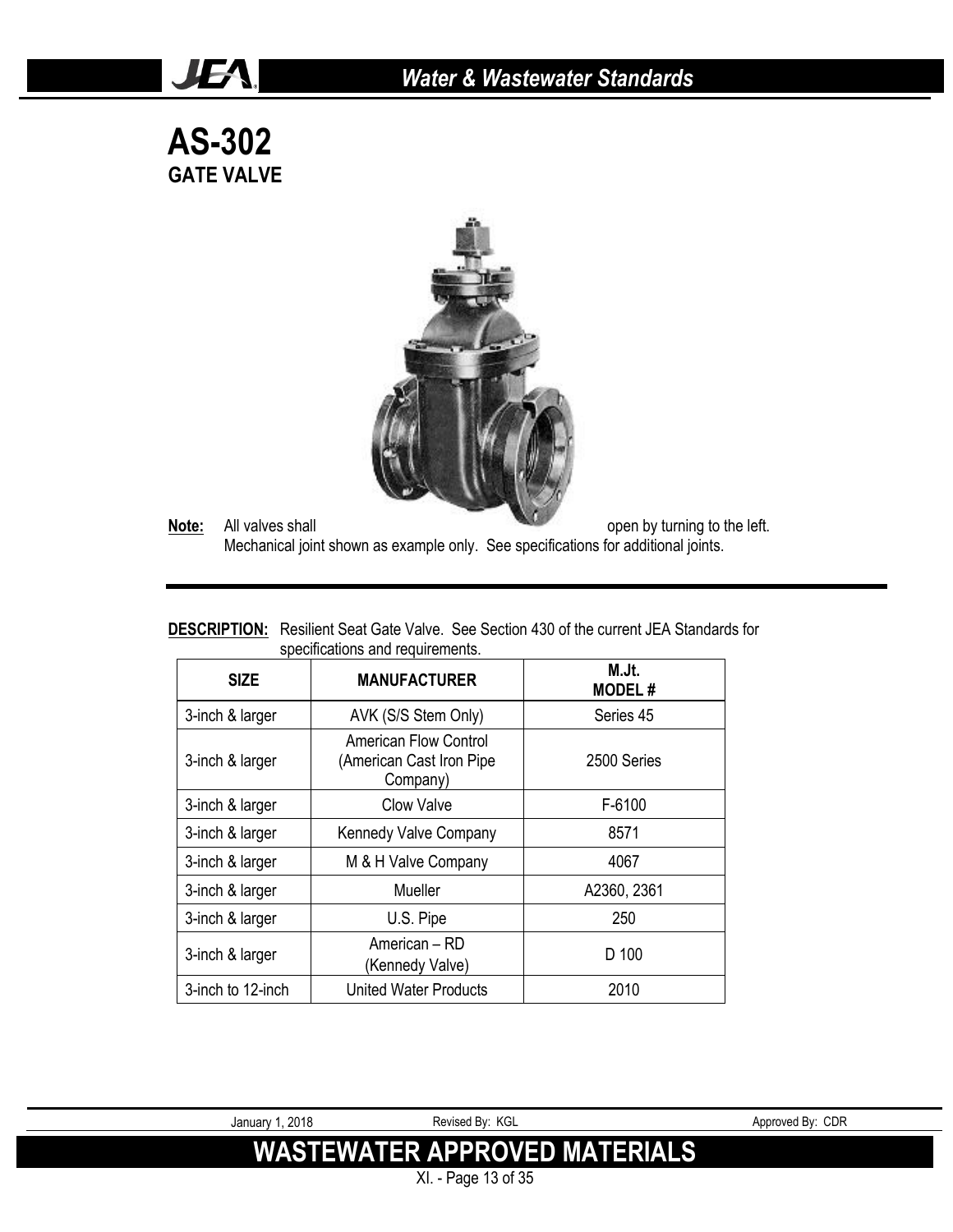# AS-302

## GATE VALVE

**Note:** All valves shall open by turning to the left.
Mechanical joint shown as example only. See specifications for additional joints.

**DESCRIPTION:** Resilient Seat Gate Valve. See Section 430 of the current JEA Standards for specifications and requirements.

| SIZE | MANUFACTURER | M.Jt. MODEL # |
|---|---|---|
| 3-inch & larger | AVK (S/S Stem Only) | Series 45 |
| 3-inch & larger | American Flow Control (American Cast Iron Pipe Company) | 2500 Series |
| 3-inch & larger | Clow Valve | F-6100 |
| 3-inch & larger | Kennedy Valve Company | 8571 |
| 3-inch & larger | M & H Valve Company | 4067 |
| 3-inch & larger | Mueller | A2360, 2361 |
| 3-inch & larger | U.S. Pipe | 250 |
| 3-inch & larger | American – RD (Kennedy Valve) | D 100 |
| 3-inch to 12-inch | United Water Products | 2010 |

January 1, 2018 | Revised By: KGL | Approved By: CDR

**WASTEWATER APPROVED MATERIALS**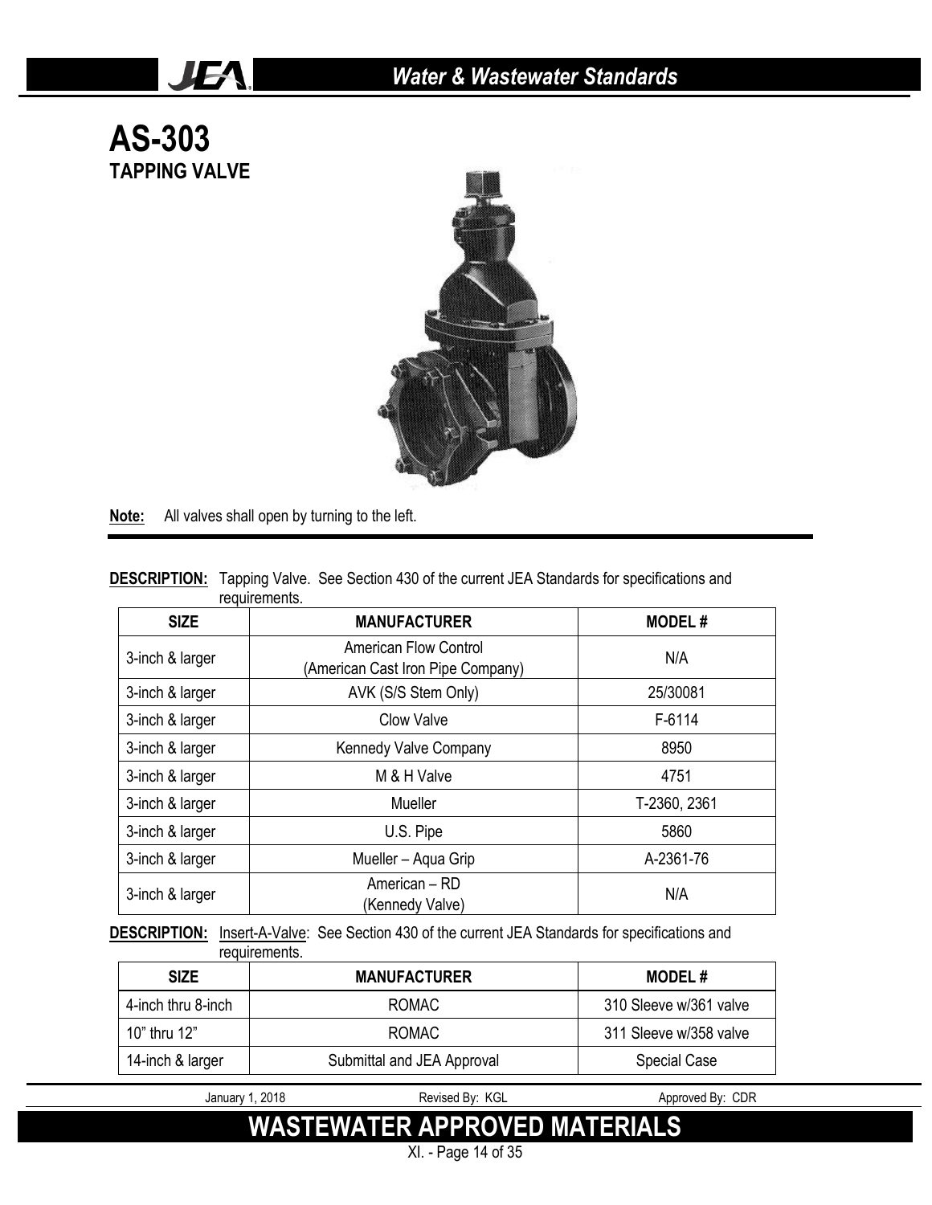# AS-303

## TAPPING VALVE

**Note:** All valves shall open by turning to the left.

**DESCRIPTION:** Tapping Valve. See Section 430 of the current JEA Standards for specifications and requirements.

| SIZE | MANUFACTURER | MODEL # |
|---|---|---|
| 3-inch & larger | American Flow Control (American Cast Iron Pipe Company) | N/A |
| 3-inch & larger | AVK (S/S Stem Only) | 25/30081 |
| 3-inch & larger | Clow Valve | F-6114 |
| 3-inch & larger | Kennedy Valve Company | 8950 |
| 3-inch & larger | M & H Valve | 4751 |
| 3-inch & larger | Mueller | T-2360, 2361 |
| 3-inch & larger | U.S. Pipe | 5860 |
| 3-inch & larger | Mueller – Aqua Grip | A-2361-76 |
| 3-inch & larger | American – RD (Kennedy Valve) | N/A |

**DESCRIPTION:** Insert-A-Valve: See Section 430 of the current JEA Standards for specifications and requirements.

| SIZE | MANUFACTURER | MODEL # |
|---|---|---|
| 4-inch thru 8-inch | ROMAC | 310 Sleeve w/361 valve |
| 10" thru 12" | ROMAC | 311 Sleeve w/358 valve |
| 14-inch & larger | Submittal and JEA Approval | Special Case |

January 1, 2018 Revised By: KGL Approved By: CDR

**WASTEWATER APPROVED MATERIALS**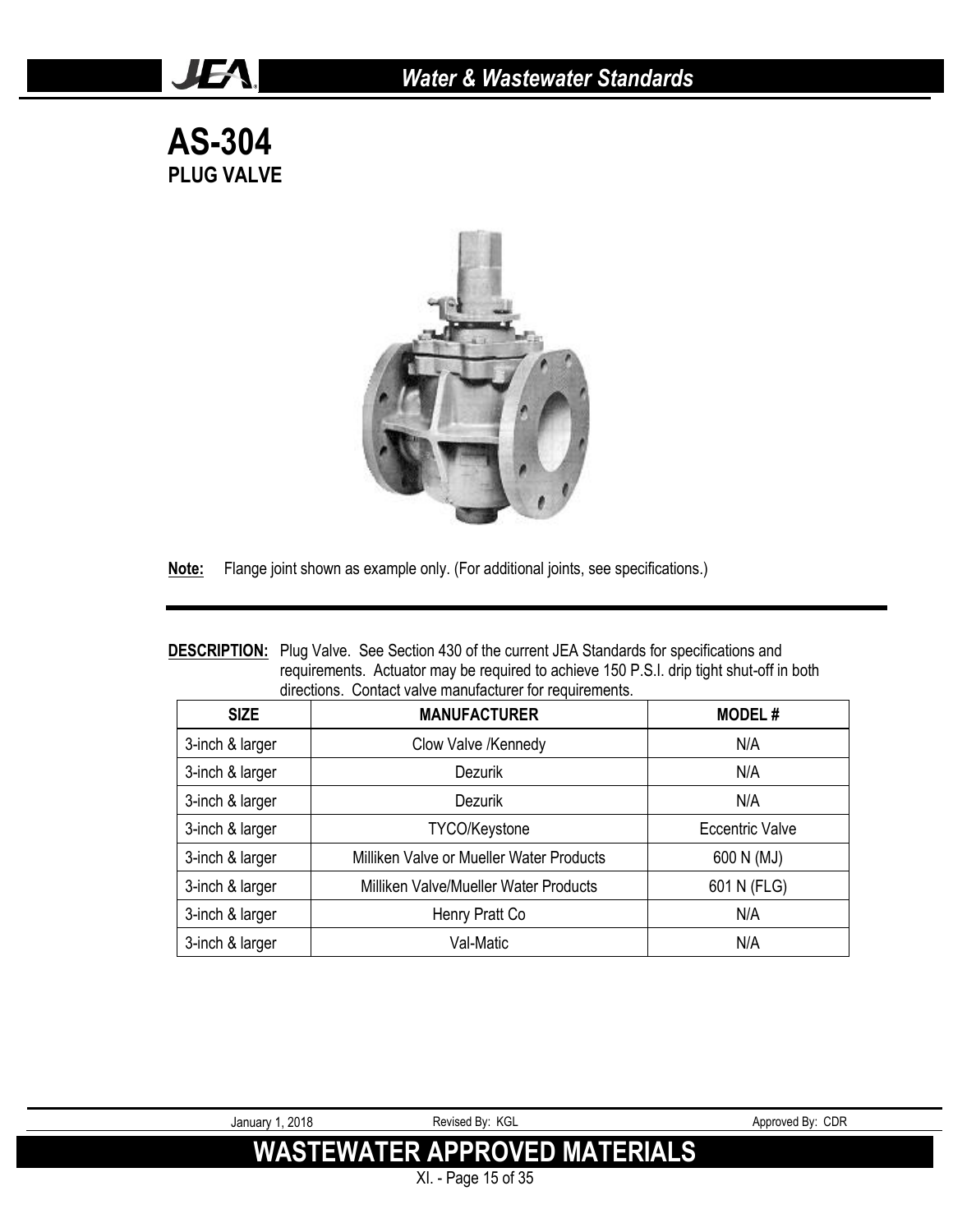# AS-304

## PLUG VALVE

**Note:** Flange joint shown as example only. (For additional joints, see specifications.)

**DESCRIPTION:** Plug Valve. See Section 430 of the current JEA Standards for specifications and requirements. Actuator may be required to achieve 150 P.S.I. drip tight shut-off in both directions. Contact valve manufacturer for requirements.

| SIZE | MANUFACTURER | MODEL # |
|---|---|---|
| 3-inch & larger | Clow Valve /Kennedy | N/A |
| 3-inch & larger | Dezurik | N/A |
| 3-inch & larger | Dezurik | N/A |
| 3-inch & larger | TYCO/Keystone | Eccentric Valve |
| 3-inch & larger | Milliken Valve or Mueller Water Products | 600 N (MJ) |
| 3-inch & larger | Milliken Valve/Mueller Water Products | 601 N (FLG) |
| 3-inch & larger | Henry Pratt Co | N/A |
| 3-inch & larger | Val-Matic | N/A |

January 1, 2018 Revised By: KGL Approved By: CDR

**WASTEWATER APPROVED MATERIALS**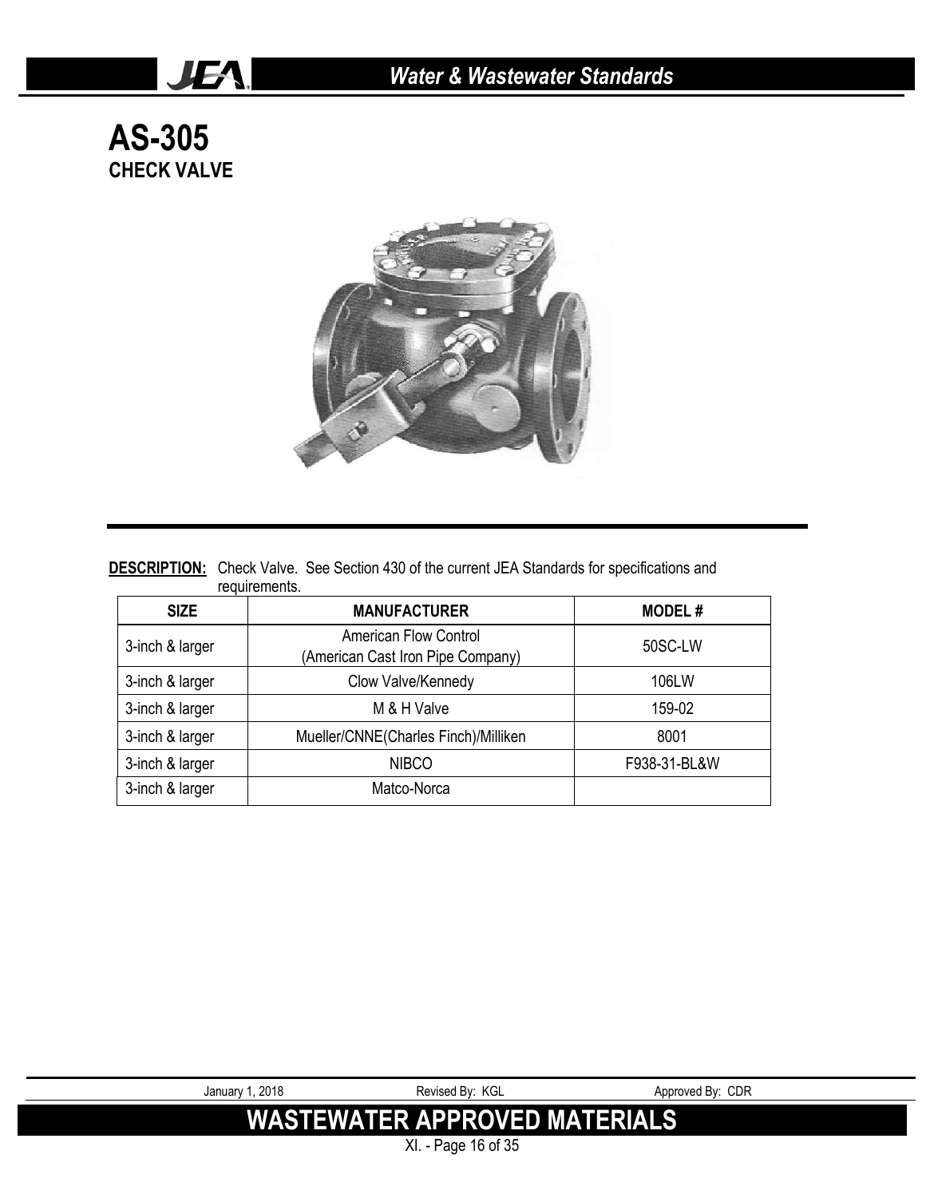# AS-305

## CHECK VALVE

**DESCRIPTION:** Check Valve. See Section 430 of the current JEA Standards for specifications and requirements.

| SIZE | MANUFACTURER | MODEL # |
|---|---|---|
| 3-inch & larger | American Flow Control (American Cast Iron Pipe Company) | 50SC-LW |
| 3-inch & larger | Clow Valve/Kennedy | 106LW |
| 3-inch & larger | M & H Valve | 159-02 |
| 3-inch & larger | Mueller/CNNE(Charles Finch)/Milliken | 8001 |
| 3-inch & larger | NIBCO | F938-31-BL&W |
| 3-inch & larger | Matco-Norca | |

January 1, 2018 Revised By: KGL Approved By: CDR

**WASTEWATER APPROVED MATERIALS**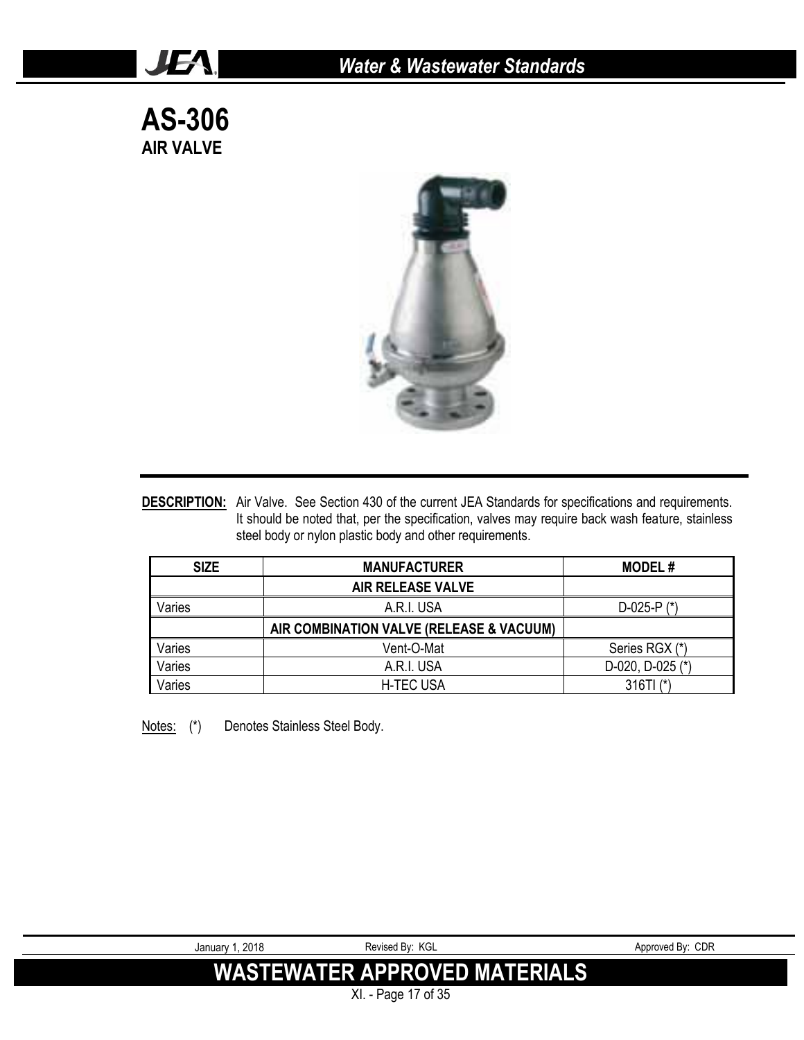# AS-306

## AIR VALVE

**DESCRIPTION:** Air Valve. See Section 430 of the current JEA Standards for specifications and requirements. It should be noted that, per the specification, valves may require back wash feature, stainless steel body or nylon plastic body and other requirements.

| SIZE | MANUFACTURER | MODEL # |
|---|---|---|
| | **AIR RELEASE VALVE** | |
| Varies | A.R.I. USA | D-025-P (*) |
| | **AIR COMBINATION VALVE (RELEASE & VACUUM)** | |
| Varies | Vent-O-Mat | Series RGX (*) |
| Varies | A.R.I. USA | D-020, D-025 (*) |
| Varies | H-TEC USA | 316TI (*) |

Notes: (*) Denotes Stainless Steel Body.

January 1, 2018 Revised By: KGL Approved By: CDR

**WASTEWATER APPROVED MATERIALS**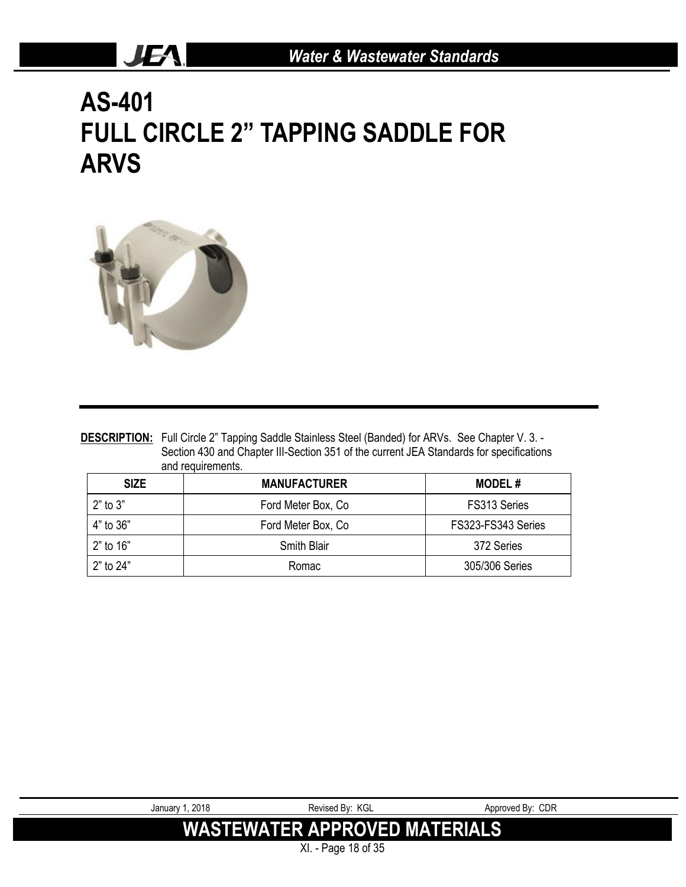# AS-401
# FULL CIRCLE 2” TAPPING SADDLE FOR ARVS

**DESCRIPTION:** Full Circle 2” Tapping Saddle Stainless Steel (Banded) for ARVs. See Chapter V. 3. - Section 430 and Chapter III-Section 351 of the current JEA Standards for specifications and requirements.

| SIZE | MANUFACTURER | MODEL # |
|---|---|---|
| 2” to 3” | Ford Meter Box, Co | FS313 Series |
| 4” to 36” | Ford Meter Box, Co | FS323-FS343 Series |
| 2” to 16” | Smith Blair | 372 Series |
| 2” to 24” | Romac | 305/306 Series |

January 1, 2018 Revised By: KGL Approved By: CDR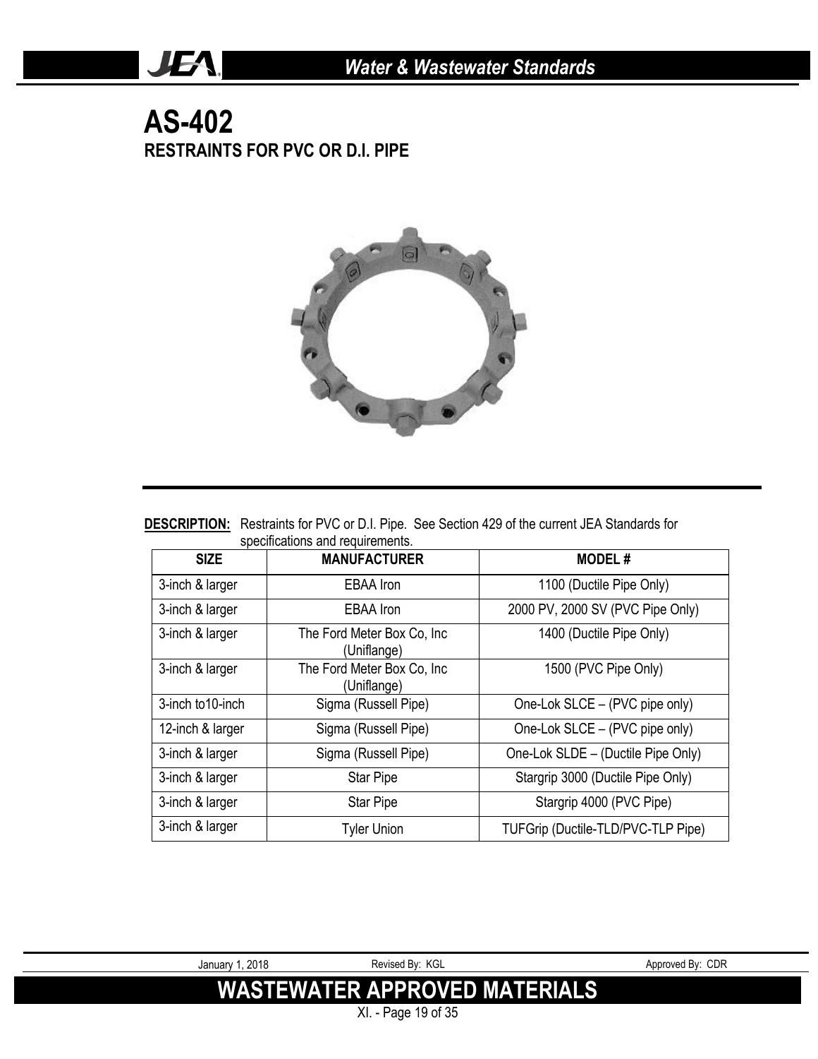# AS-402

## RESTRAINTS FOR PVC OR D.I. PIPE

**DESCRIPTION:** Restraints for PVC or D.I. Pipe. See Section 429 of the current JEA Standards for specifications and requirements.

| SIZE | MANUFACTURER | MODEL # |
|---|---|---|
| 3-inch & larger | EBAA Iron | 1100 (Ductile Pipe Only) |
| 3-inch & larger | EBAA Iron | 2000 PV, 2000 SV (PVC Pipe Only) |
| 3-inch & larger | The Ford Meter Box Co, Inc (Uniflange) | 1400 (Ductile Pipe Only) |
| 3-inch & larger | The Ford Meter Box Co, Inc (Uniflange) | 1500 (PVC Pipe Only) |
| 3-inch to10-inch | Sigma (Russell Pipe) | One-Lok SLCE – (PVC pipe only) |
| 12-inch & larger | Sigma (Russell Pipe) | One-Lok SLCE – (PVC pipe only) |
| 3-inch & larger | Sigma (Russell Pipe) | One-Lok SLDE – (Ductile Pipe Only) |
| 3-inch & larger | Star Pipe | Stargrip 3000 (Ductile Pipe Only) |
| 3-inch & larger | Star Pipe | Stargrip 4000 (PVC Pipe) |
| 3-inch & larger | Tyler Union | TUFGrip (Ductile-TLD/PVC-TLP Pipe) |

January 1, 2018 Revised By: KGL Approved By: CDR

**WASTEWATER APPROVED MATERIALS**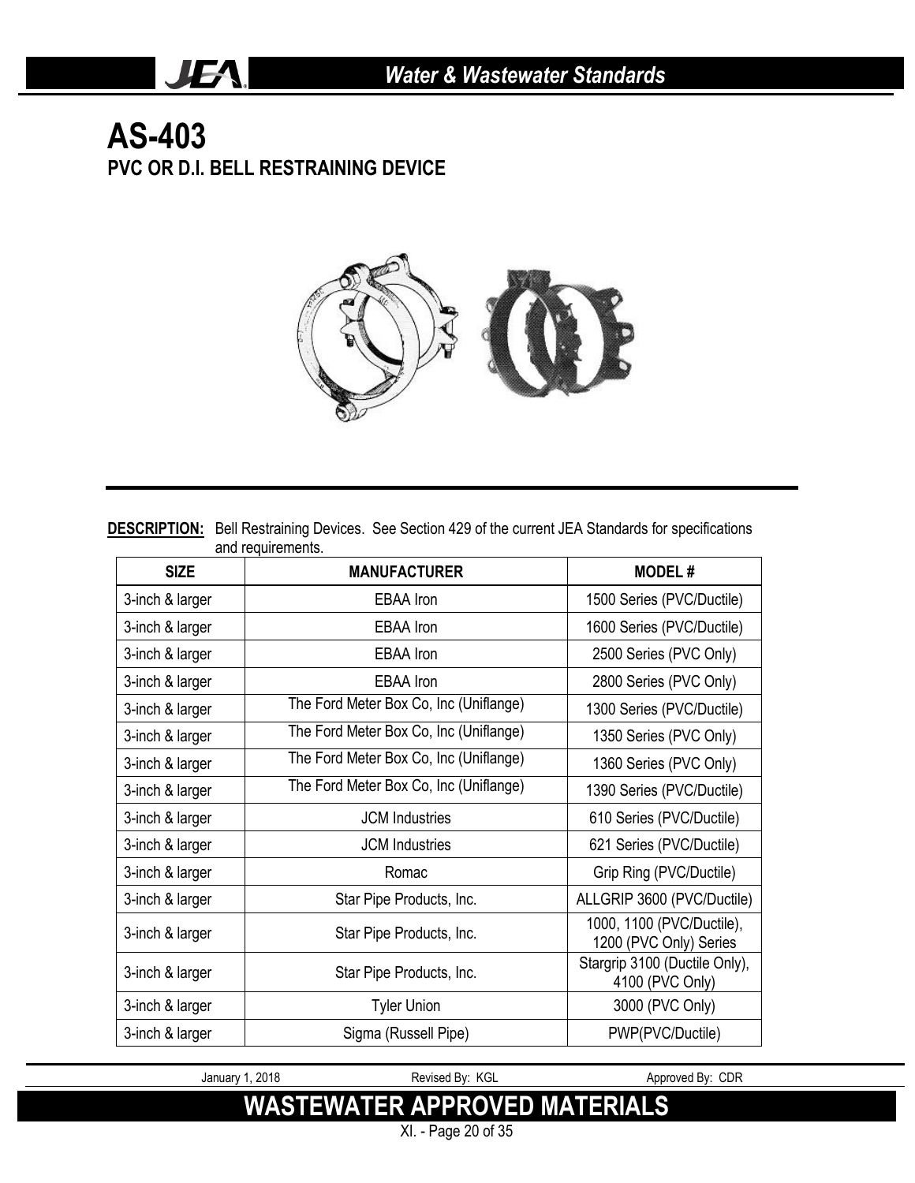# AS-403

## PVC OR D.I. BELL RESTRAINING DEVICE

**DESCRIPTION:** Bell Restraining Devices. See Section 429 of the current JEA Standards for specifications and requirements.

| SIZE | MANUFACTURER | MODEL # |
|---|---|---|
| 3-inch & larger | EBAA Iron | 1500 Series (PVC/Ductile) |
| 3-inch & larger | EBAA Iron | 1600 Series (PVC/Ductile) |
| 3-inch & larger | EBAA Iron | 2500 Series (PVC Only) |
| 3-inch & larger | EBAA Iron | 2800 Series (PVC Only) |
| 3-inch & larger | The Ford Meter Box Co, Inc (Uniflange) | 1300 Series (PVC/Ductile) |
| 3-inch & larger | The Ford Meter Box Co, Inc (Uniflange) | 1350 Series (PVC Only) |
| 3-inch & larger | The Ford Meter Box Co, Inc (Uniflange) | 1360 Series (PVC Only) |
| 3-inch & larger | The Ford Meter Box Co, Inc (Uniflange) | 1390 Series (PVC/Ductile) |
| 3-inch & larger | JCM Industries | 610 Series (PVC/Ductile) |
| 3-inch & larger | JCM Industries | 621 Series (PVC/Ductile) |
| 3-inch & larger | Romac | Grip Ring (PVC/Ductile) |
| 3-inch & larger | Star Pipe Products, Inc. | ALLGRIP 3600 (PVC/Ductile) |
| 3-inch & larger | Star Pipe Products, Inc. | 1000, 1100 (PVC/Ductile), 1200 (PVC Only) Series |
| 3-inch & larger | Star Pipe Products, Inc. | Stargrip 3100 (Ductile Only), 4100 (PVC Only) |
| 3-inch & larger | Tyler Union | 3000 (PVC Only) |
| 3-inch & larger | Sigma (Russell Pipe) | PWP(PVC/Ductile) |

January 1, 2018 Revised By: KGL Approved By: CDR

**WASTEWATER APPROVED MATERIALS**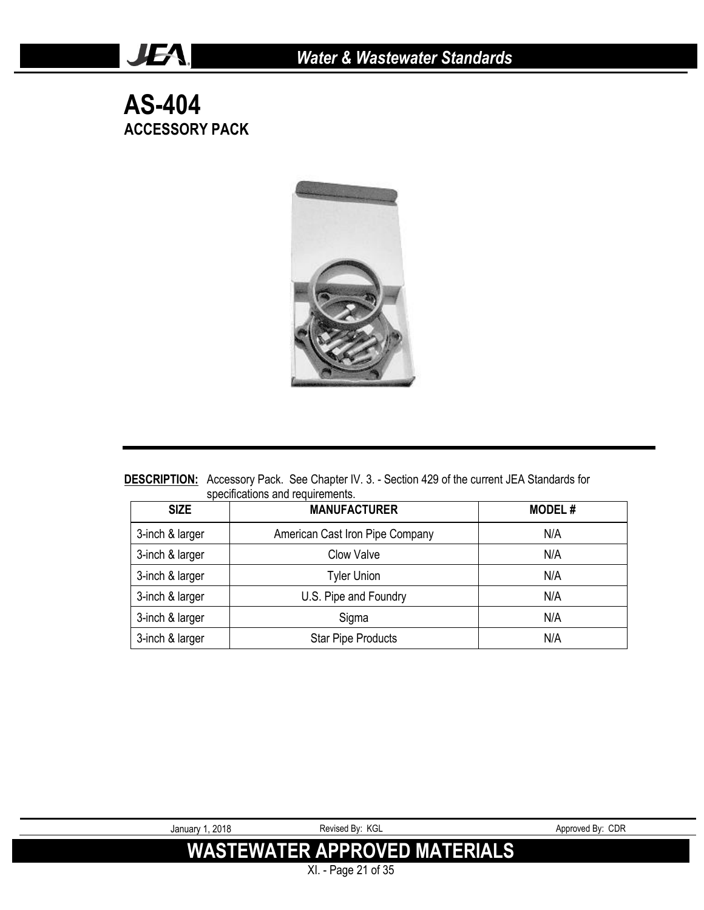# AS-404

## ACCESSORY PACK

**DESCRIPTION:** Accessory Pack. See Chapter IV. 3. - Section 429 of the current JEA Standards for specifications and requirements.

| SIZE | MANUFACTURER | MODEL # |
|---|---|---|
| 3-inch & larger | American Cast Iron Pipe Company | N/A |
| 3-inch & larger | Clow Valve | N/A |
| 3-inch & larger | Tyler Union | N/A |
| 3-inch & larger | U.S. Pipe and Foundry | N/A |
| 3-inch & larger | Sigma | N/A |
| 3-inch & larger | Star Pipe Products | N/A |

January 1, 2018 Revised By: KGL Approved By: CDR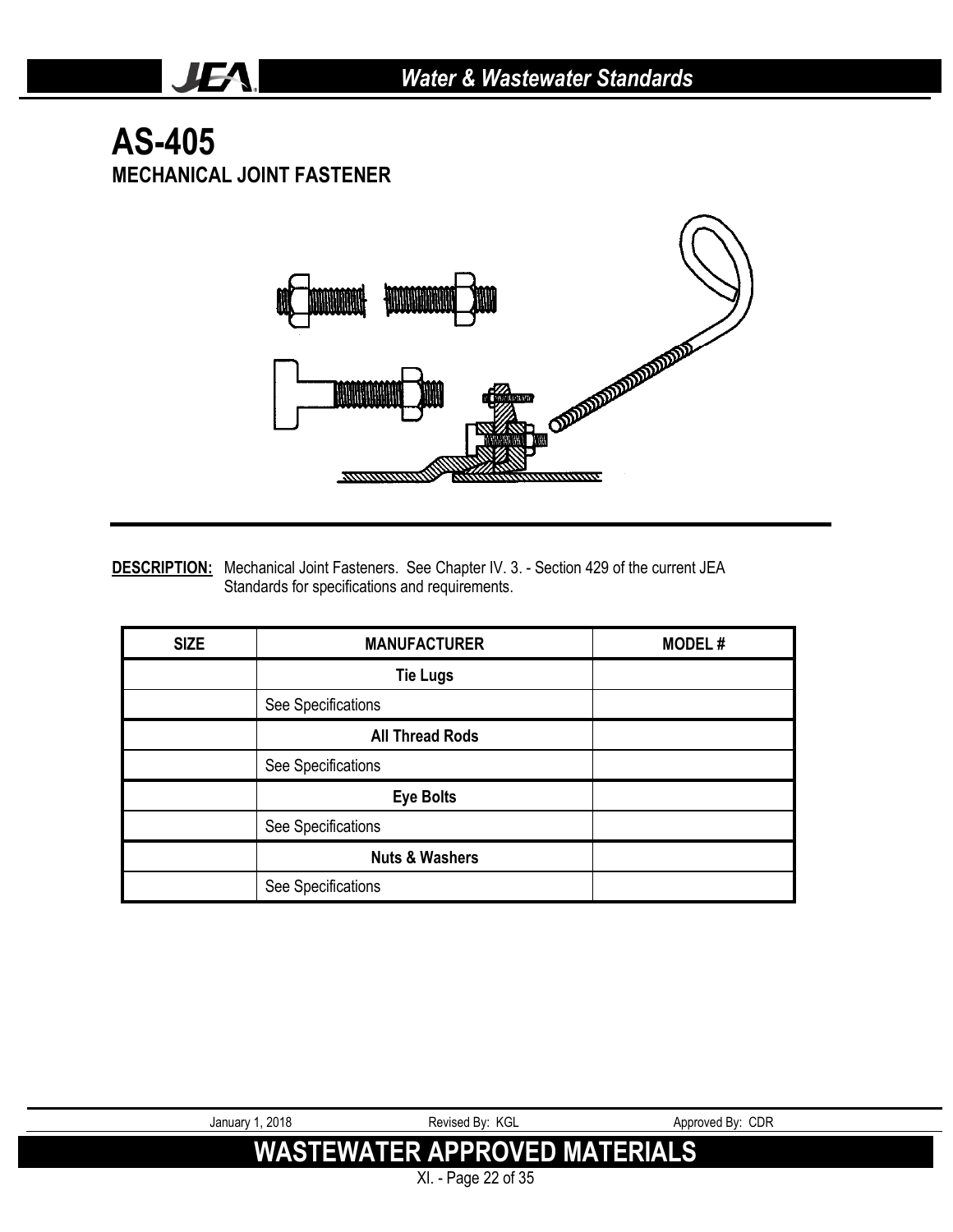# AS-405

## MECHANICAL JOINT FASTENER

**DESCRIPTION:** Mechanical Joint Fasteners. See Chapter IV. 3. - Section 429 of the current JEA Standards for specifications and requirements.

| SIZE | MANUFACTURER | MODEL # |
|---|---|---|
| | **Tie Lugs** | |
| | See Specifications | |
| | **All Thread Rods** | |
| | See Specifications | |
| | **Eye Bolts** | |
| | See Specifications | |
| | **Nuts & Washers** | |
| | See Specifications | |

January 1, 2018 — Revised By: KGL — Approved By: CDR

**WASTEWATER APPROVED MATERIALS**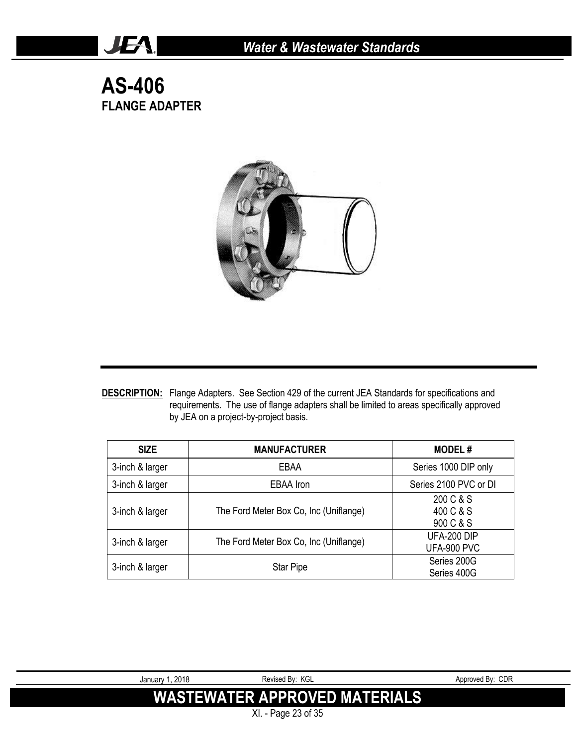# AS-406

## FLANGE ADAPTER

**DESCRIPTION:** Flange Adapters. See Section 429 of the current JEA Standards for specifications and requirements. The use of flange adapters shall be limited to areas specifically approved by JEA on a project-by-project basis.

| SIZE | MANUFACTURER | MODEL # |
|---|---|---|
| 3-inch & larger | EBAA | Series 1000 DIP only |
| 3-inch & larger | EBAA Iron | Series 2100 PVC or DI |
| 3-inch & larger | The Ford Meter Box Co, Inc (Uniflange) | 200 C & S<br>400 C & S<br>900 C & S |
| 3-inch & larger | The Ford Meter Box Co, Inc (Uniflange) | UFA-200 DIP<br>UFA-900 PVC |
| 3-inch & larger | Star Pipe | Series 200G<br>Series 400G |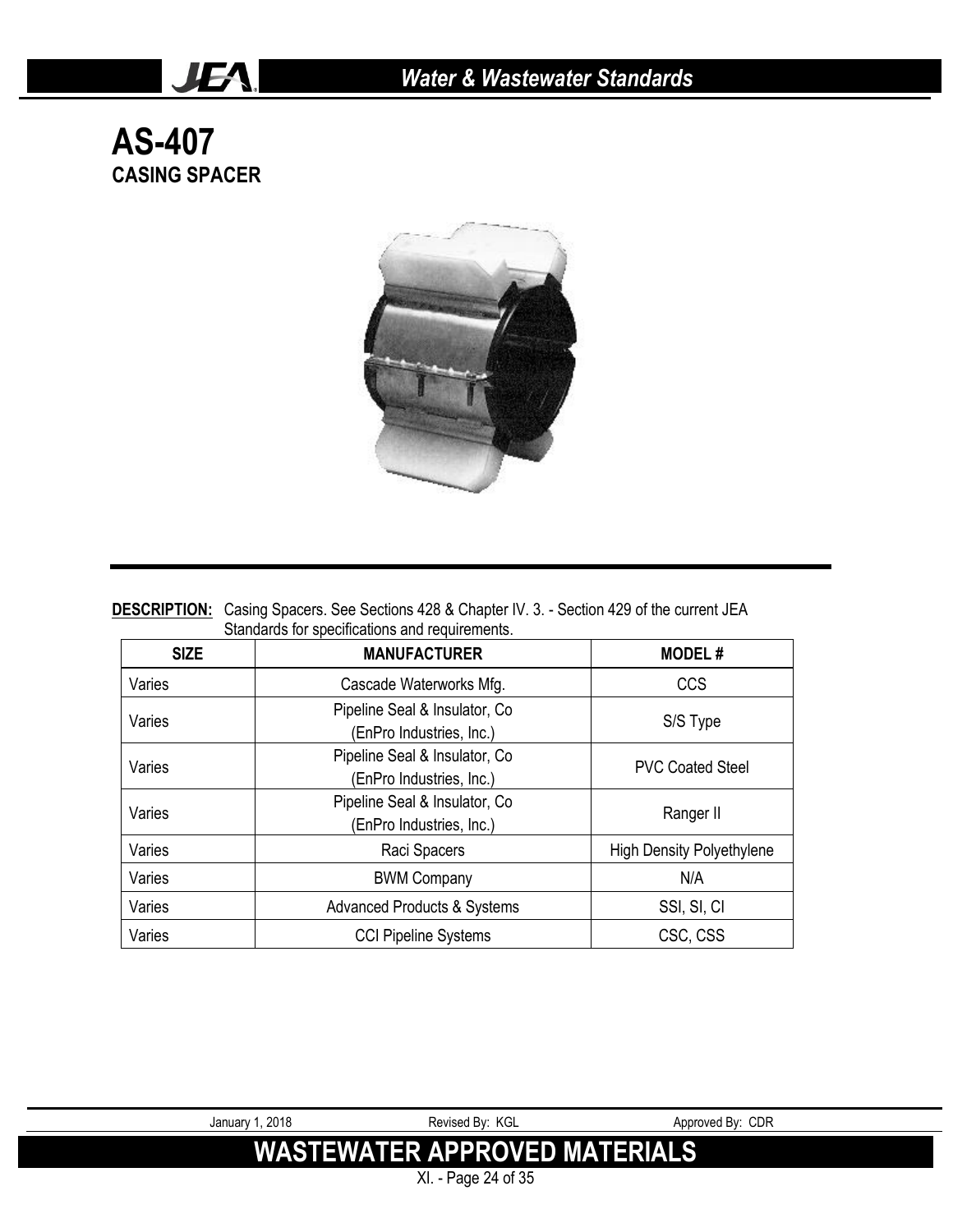# AS-407
## CASING SPACER

**DESCRIPTION:** Casing Spacers. See Sections 428 & Chapter IV. 3. - Section 429 of the current JEA Standards for specifications and requirements.

| SIZE | MANUFACTURER | MODEL # |
|---|---|---|
| Varies | Cascade Waterworks Mfg. | CCS |
| Varies | Pipeline Seal & Insulator, Co (EnPro Industries, Inc.) | S/S Type |
| Varies | Pipeline Seal & Insulator, Co (EnPro Industries, Inc.) | PVC Coated Steel |
| Varies | Pipeline Seal & Insulator, Co (EnPro Industries, Inc.) | Ranger II |
| Varies | Raci Spacers | High Density Polyethylene |
| Varies | BWM Company | N/A |
| Varies | Advanced Products & Systems | SSI, SI, CI |
| Varies | CCI Pipeline Systems | CSC, CSS |

January 1, 2018 Revised By: KGL Approved By: CDR

**WASTEWATER APPROVED MATERIALS**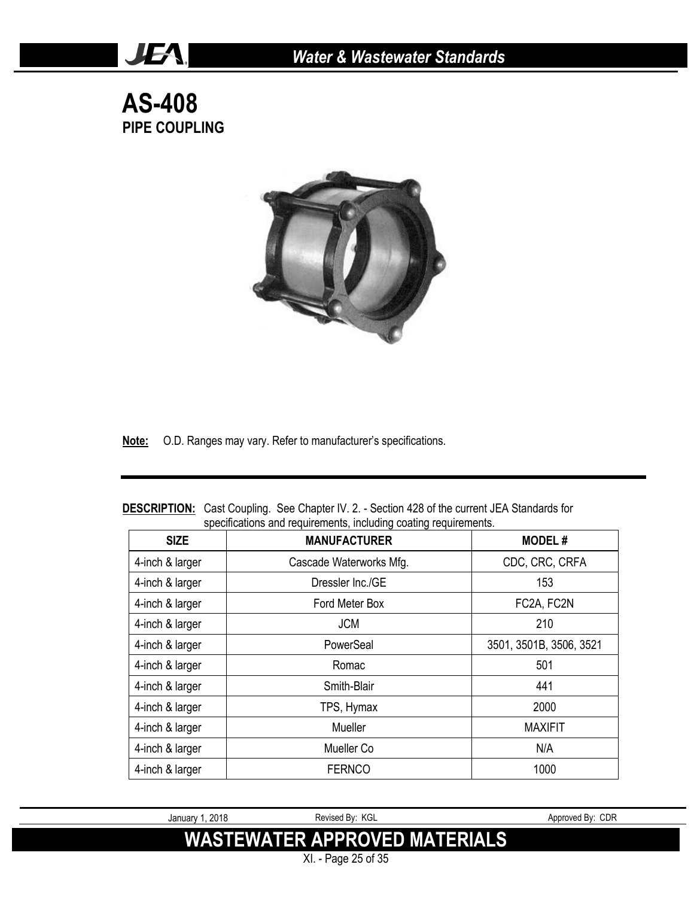# AS-408

## PIPE COUPLING

**Note:** O.D. Ranges may vary. Refer to manufacturer's specifications.

**DESCRIPTION:** Cast Coupling. See Chapter IV. 2. - Section 428 of the current JEA Standards for specifications and requirements, including coating requirements.

| SIZE | MANUFACTURER | MODEL # |
|---|---|---|
| 4-inch & larger | Cascade Waterworks Mfg. | CDC, CRC, CRFA |
| 4-inch & larger | Dressler Inc./GE | 153 |
| 4-inch & larger | Ford Meter Box | FC2A, FC2N |
| 4-inch & larger | JCM | 210 |
| 4-inch & larger | PowerSeal | 3501, 3501B, 3506, 3521 |
| 4-inch & larger | Romac | 501 |
| 4-inch & larger | Smith-Blair | 441 |
| 4-inch & larger | TPS, Hymax | 2000 |
| 4-inch & larger | Mueller | MAXIFIT |
| 4-inch & larger | Mueller Co | N/A |
| 4-inch & larger | FERNCO | 1000 |

January 1, 2018 Revised By: KGL Approved By: CDR

**WASTEWATER APPROVED MATERIALS**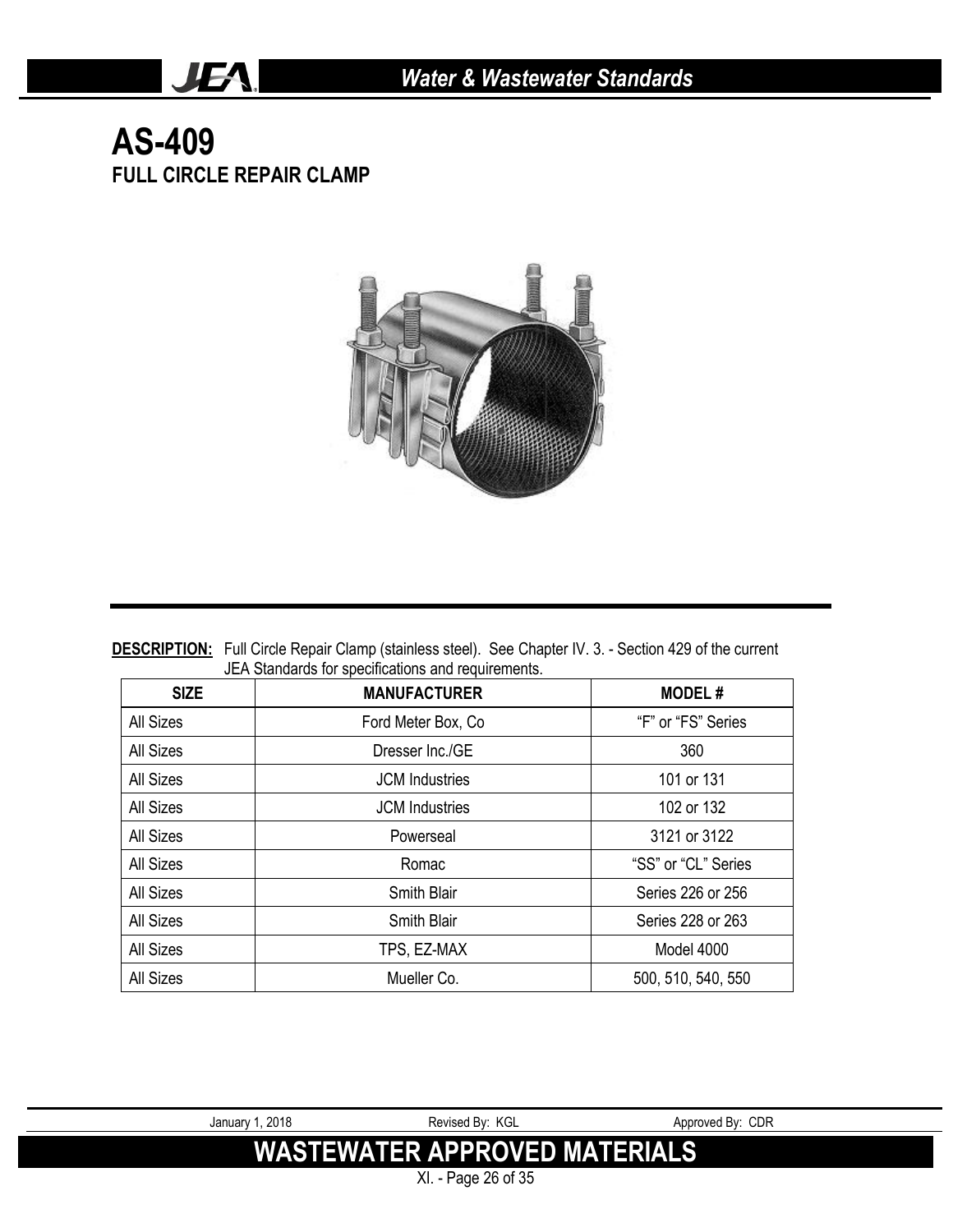# AS-409

## FULL CIRCLE REPAIR CLAMP

**DESCRIPTION:** Full Circle Repair Clamp (stainless steel). See Chapter IV. 3. - Section 429 of the current JEA Standards for specifications and requirements.

| SIZE | MANUFACTURER | MODEL # |
|---|---|---|
| All Sizes | Ford Meter Box, Co | "F" or "FS" Series |
| All Sizes | Dresser Inc./GE | 360 |
| All Sizes | JCM Industries | 101 or 131 |
| All Sizes | JCM Industries | 102 or 132 |
| All Sizes | Powerseal | 3121 or 3122 |
| All Sizes | Romac | "SS" or "CL" Series |
| All Sizes | Smith Blair | Series 226 or 256 |
| All Sizes | Smith Blair | Series 228 or 263 |
| All Sizes | TPS, EZ-MAX | Model 4000 |
| All Sizes | Mueller Co. | 500, 510, 540, 550 |

January 1, 2018 Revised By: KGL Approved By: CDR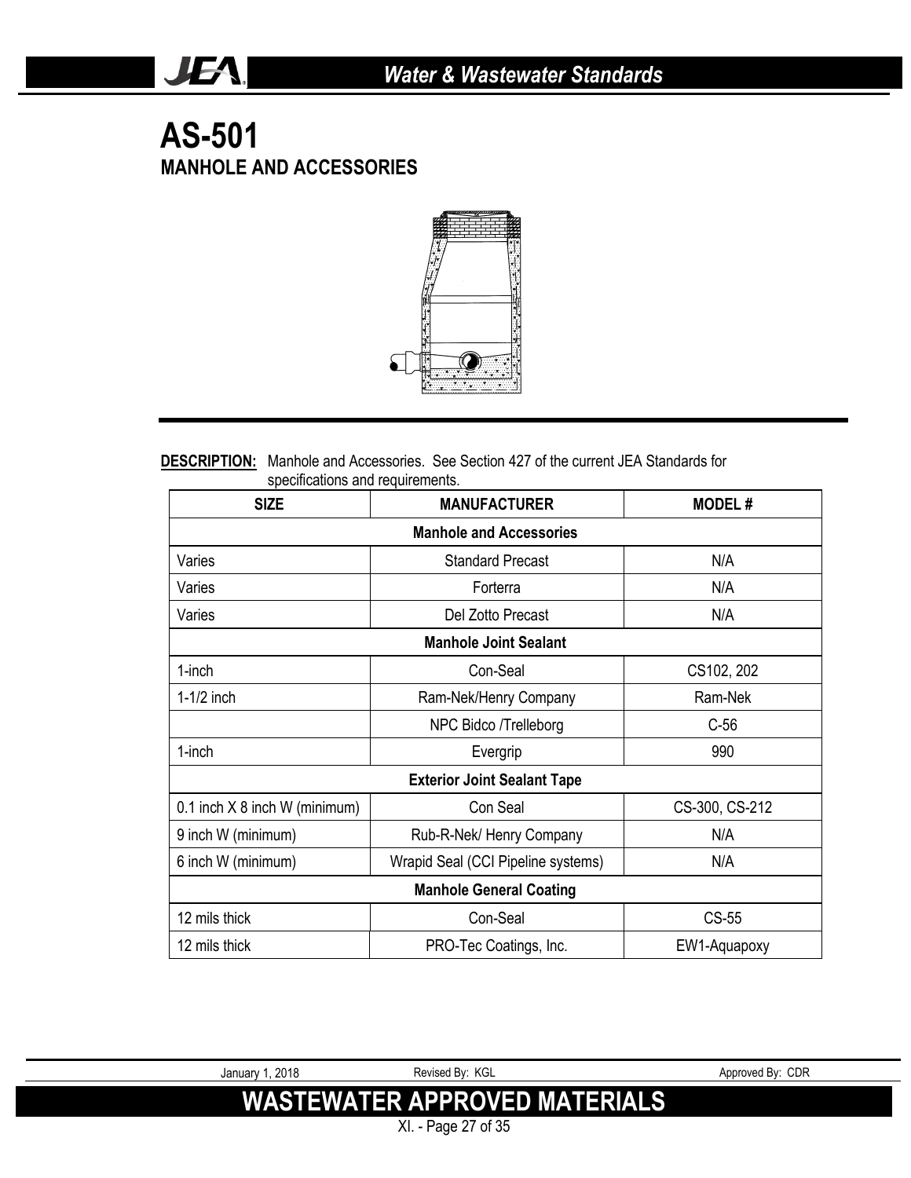# AS-501

## MANHOLE AND ACCESSORIES

**DESCRIPTION:** Manhole and Accessories. See Section 427 of the current JEA Standards for specifications and requirements.

| SIZE | MANUFACTURER | MODEL # |
|---|---|---|
| | **Manhole and Accessories** | |
| Varies | Standard Precast | N/A |
| Varies | Forterra | N/A |
| Varies | Del Zotto Precast | N/A |
| | **Manhole Joint Sealant** | |
| 1-inch | Con-Seal | CS102, 202 |
| 1-1/2 inch | Ram-Nek/Henry Company | Ram-Nek |
| | NPC Bidco /Trelleborg | C-56 |
| 1-inch | Evergrip | 990 |
| | **Exterior Joint Sealant Tape** | |
| 0.1 inch X 8 inch W (minimum) | Con Seal | CS-300, CS-212 |
| 9 inch W (minimum) | Rub-R-Nek/ Henry Company | N/A |
| 6 inch W (minimum) | Wrapid Seal (CCI Pipeline systems) | N/A |
| | **Manhole General Coating** | |
| 12 mils thick | Con-Seal | CS-55 |
| 12 mils thick | PRO-Tec Coatings, Inc. | EW1-Aquapoxy |

January 1, 2018 | Revised By: KGL | Approved By: CDR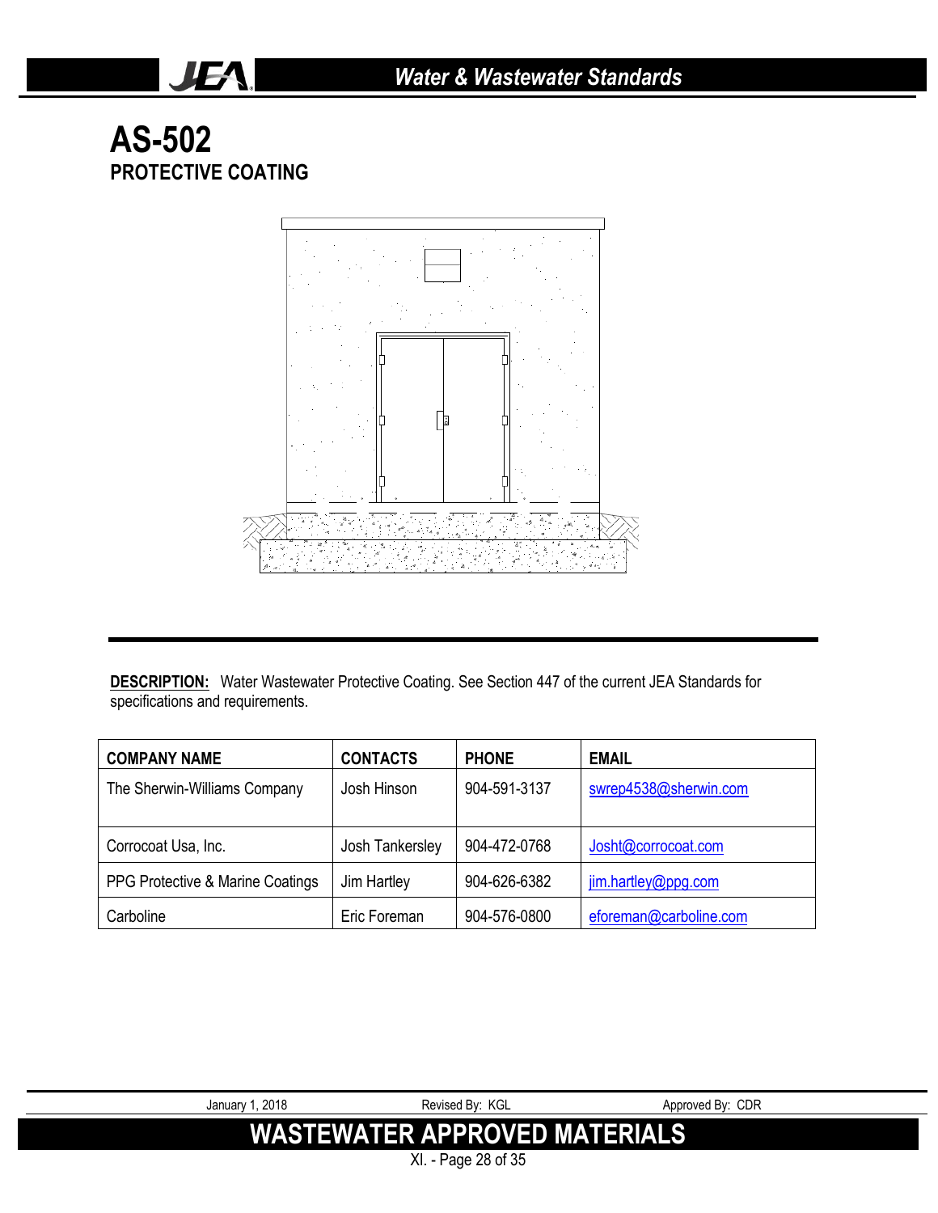# AS-502

## PROTECTIVE COATING

**DESCRIPTION:** Water Wastewater Protective Coating. See Section 447 of the current JEA Standards for specifications and requirements.

| COMPANY NAME | CONTACTS | PHONE | EMAIL |
|---|---|---|---|
| The Sherwin-Williams Company | Josh Hinson | 904-591-3137 | swrep4538@sherwin.com |
| Corrocoat Usa, Inc. | Josh Tankersley | 904-472-0768 | Josht@corrocoat.com |
| PPG Protective & Marine Coatings | Jim Hartley | 904-626-6382 | jim.hartley@ppg.com |
| Carboline | Eric Foreman | 904-576-0800 | eforeman@carboline.com |

January 1, 2018 | Revised By: KGL | Approved By: CDR

**WASTEWATER APPROVED MATERIALS**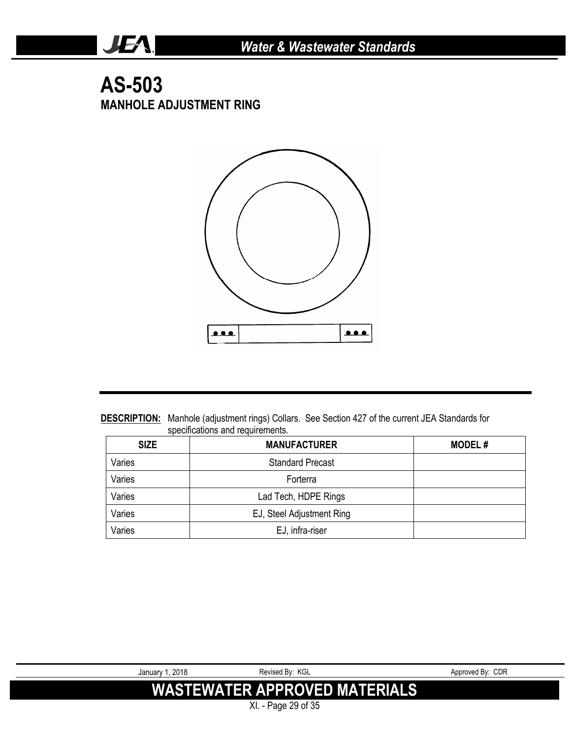# AS-503

## MANHOLE ADJUSTMENT RING

**DESCRIPTION:** Manhole (adjustment rings) Collars. See Section 427 of the current JEA Standards for specifications and requirements.

| SIZE | MANUFACTURER | MODEL # |
|---|---|---|
| Varies | Standard Precast | |
| Varies | Forterra | |
| Varies | Lad Tech, HDPE Rings | |
| Varies | EJ, Steel Adjustment Ring | |
| Varies | EJ, infra-riser | |

January 1, 2018 Revised By: KGL Approved By: CDR

**WASTEWATER APPROVED MATERIALS**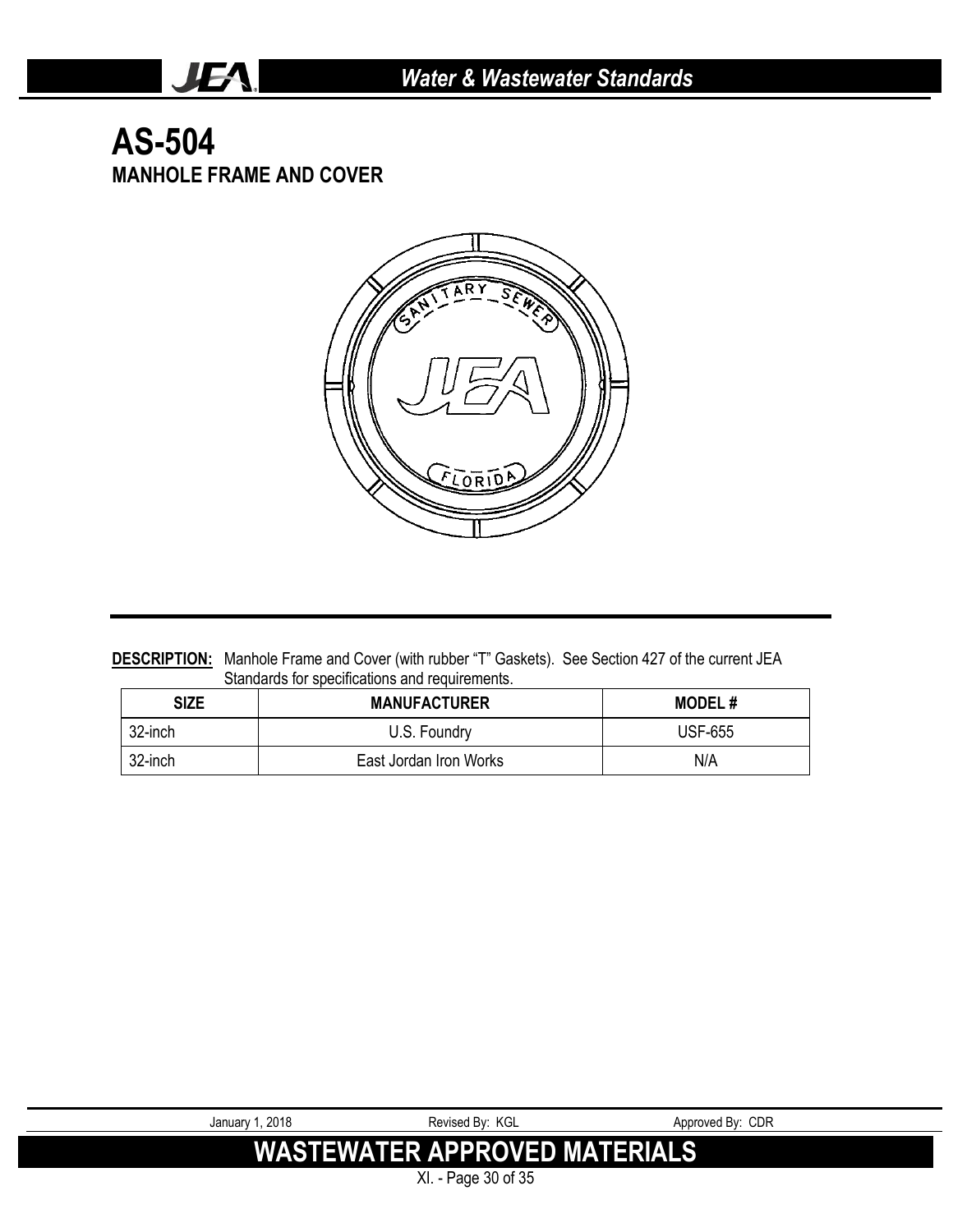# AS-504

## MANHOLE FRAME AND COVER

**DESCRIPTION:** Manhole Frame and Cover (with rubber "T" Gaskets). See Section 427 of the current JEA Standards for specifications and requirements.

| SIZE | MANUFACTURER | MODEL # |
| --- | --- | --- |
| 32-inch | U.S. Foundry | USF-655 |
| 32-inch | East Jordan Iron Works | N/A |

January 1, 2018 Revised By: KGL Approved By: CDR

**WASTEWATER APPROVED MATERIALS**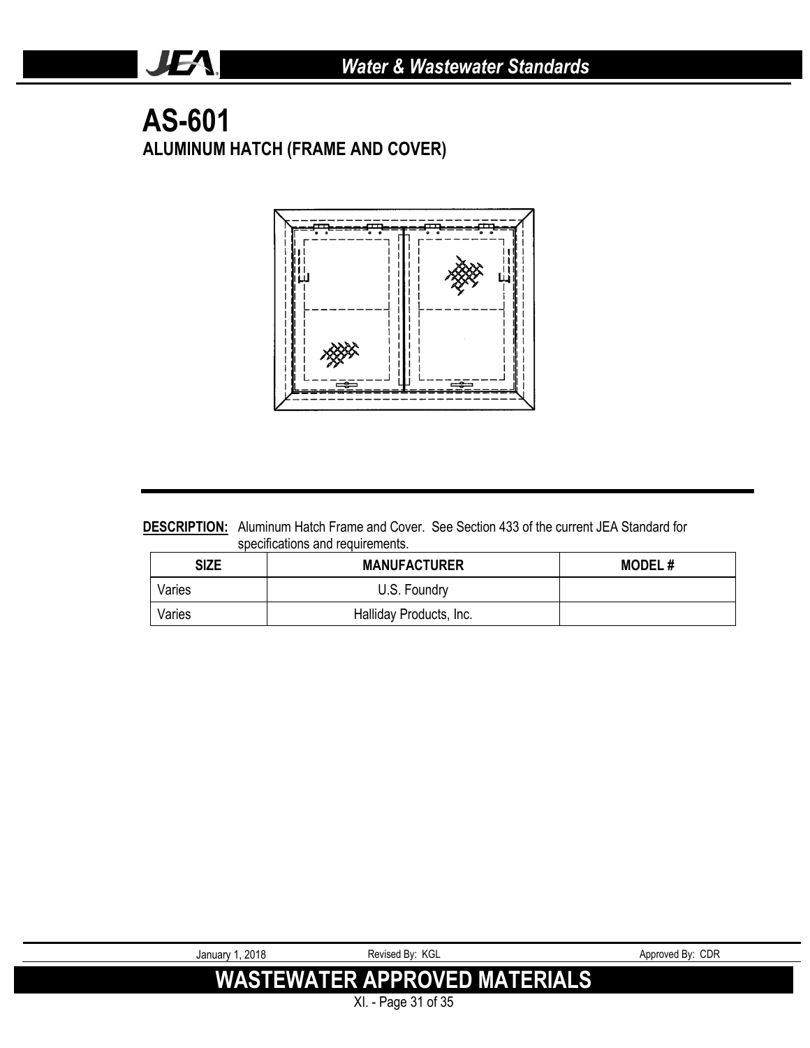# AS-601

## ALUMINUM HATCH (FRAME AND COVER)

**DESCRIPTION:** Aluminum Hatch Frame and Cover. See Section 433 of the current JEA Standard for specifications and requirements.

| SIZE | MANUFACTURER | MODEL # |
|---|---|---|
| Varies | U.S. Foundry | |
| Varies | Halliday Products, Inc. | |

January 1, 2018 Revised By: KGL Approved By: CDR

**WASTEWATER APPROVED MATERIALS**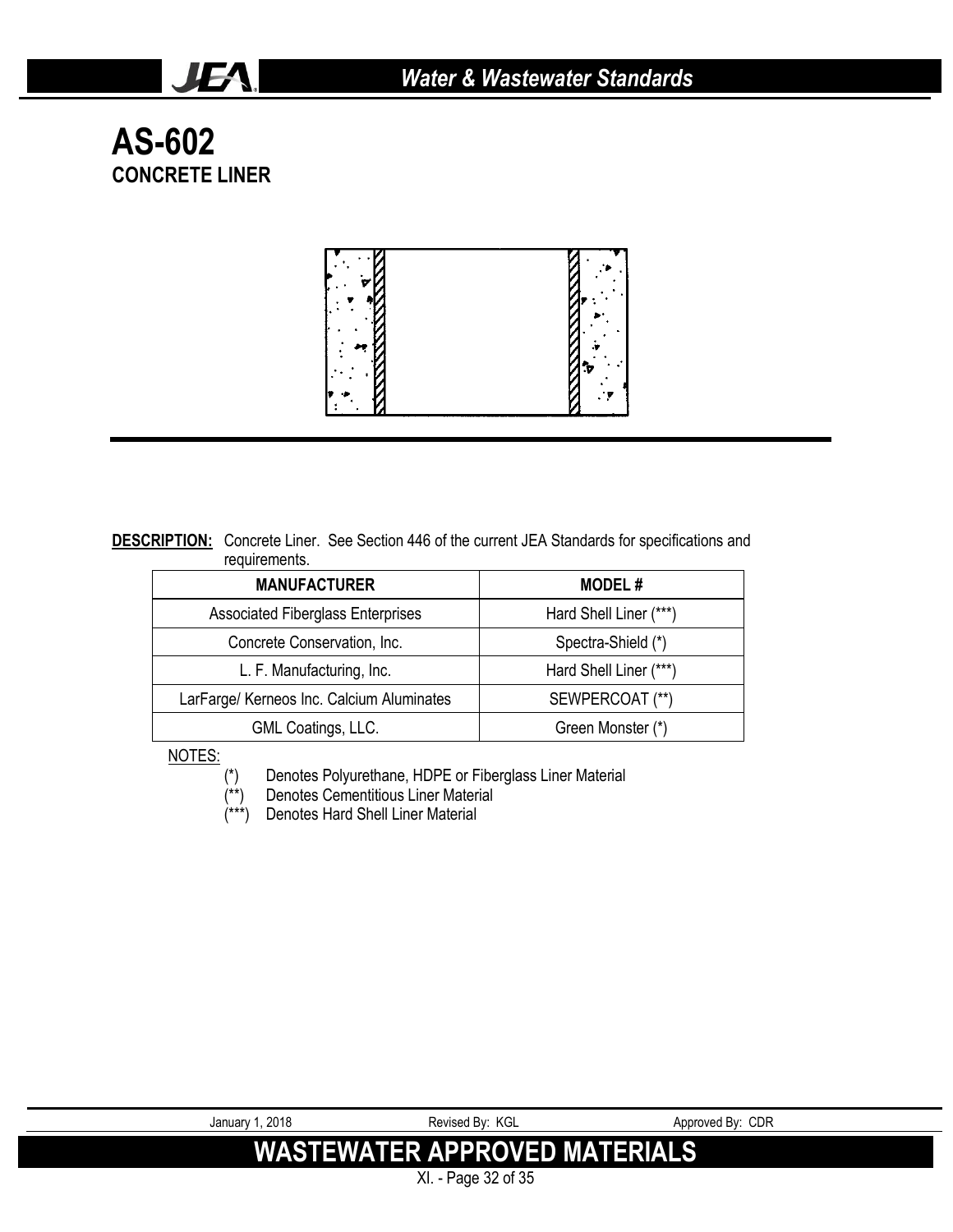# AS-602

## CONCRETE LINER

**DESCRIPTION:** Concrete Liner. See Section 446 of the current JEA Standards for specifications and requirements.

| MANUFACTURER | MODEL # |
|---|---|
| Associated Fiberglass Enterprises | Hard Shell Liner (***) |
| Concrete Conservation, Inc. | Spectra-Shield (*) |
| L. F. Manufacturing, Inc. | Hard Shell Liner (***) |
| LarFarge/ Kerneos Inc. Calcium Aluminates | SEWPERCOAT (**) |
| GML Coatings, LLC. | Green Monster (*) |

NOTES:

- (*) Denotes Polyurethane, HDPE or Fiberglass Liner Material
- (**) Denotes Cementitious Liner Material
- (***) Denotes Hard Shell Liner Material

January 1, 2018 — Revised By: KGL — Approved By: CDR

**WASTEWATER APPROVED MATERIALS**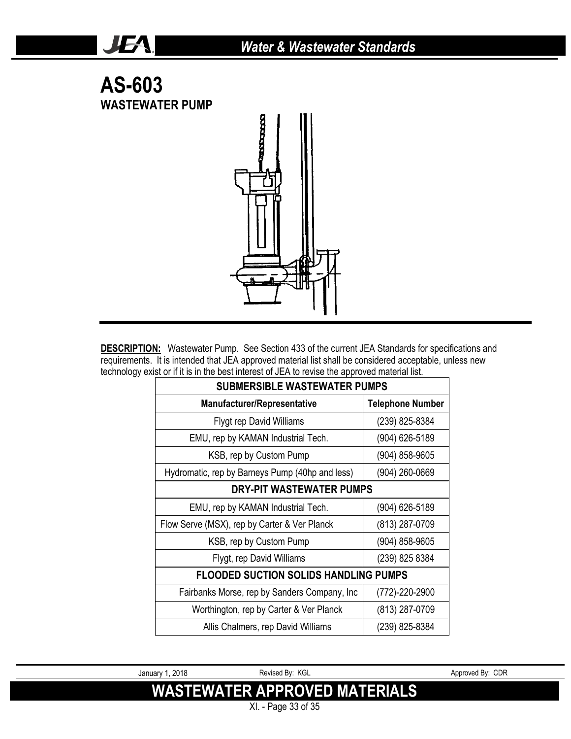# AS-603

## WASTEWATER PUMP

**DESCRIPTION:** Wastewater Pump. See Section 433 of the current JEA Standards for specifications and requirements. It is intended that JEA approved material list shall be considered acceptable, unless new technology exist or if it is in the best interest of JEA to revise the approved material list.

| SUBMERSIBLE WASTEWATER PUMPS | |
|---|---|
| **Manufacturer/Representative** | **Telephone Number** |
| Flygt rep David Williams | (239) 825-8384 |
| EMU, rep by KAMAN Industrial Tech. | (904) 626-5189 |
| KSB, rep by Custom Pump | (904) 858-9605 |
| Hydromatic, rep by Barneys Pump (40hp and less) | (904) 260-0669 |
| **DRY-PIT WASTEWATER PUMPS** | |
| EMU, rep by KAMAN Industrial Tech. | (904) 626-5189 |
| Flow Serve (MSX), rep by Carter & Ver Planck | (813) 287-0709 |
| KSB, rep by Custom Pump | (904) 858-9605 |
| Flygt, rep David Williams | (239) 825 8384 |
| **FLOODED SUCTION SOLIDS HANDLING PUMPS** | |
| Fairbanks Morse, rep by Sanders Company, Inc | (772)-220-2900 |
| Worthington, rep by Carter & Ver Planck | (813) 287-0709 |
| Allis Chalmers, rep David Williams | (239) 825-8384 |

January 1, 2018 Revised By: KGL Approved By: CDR

## WASTEWATER APPROVED MATERIALS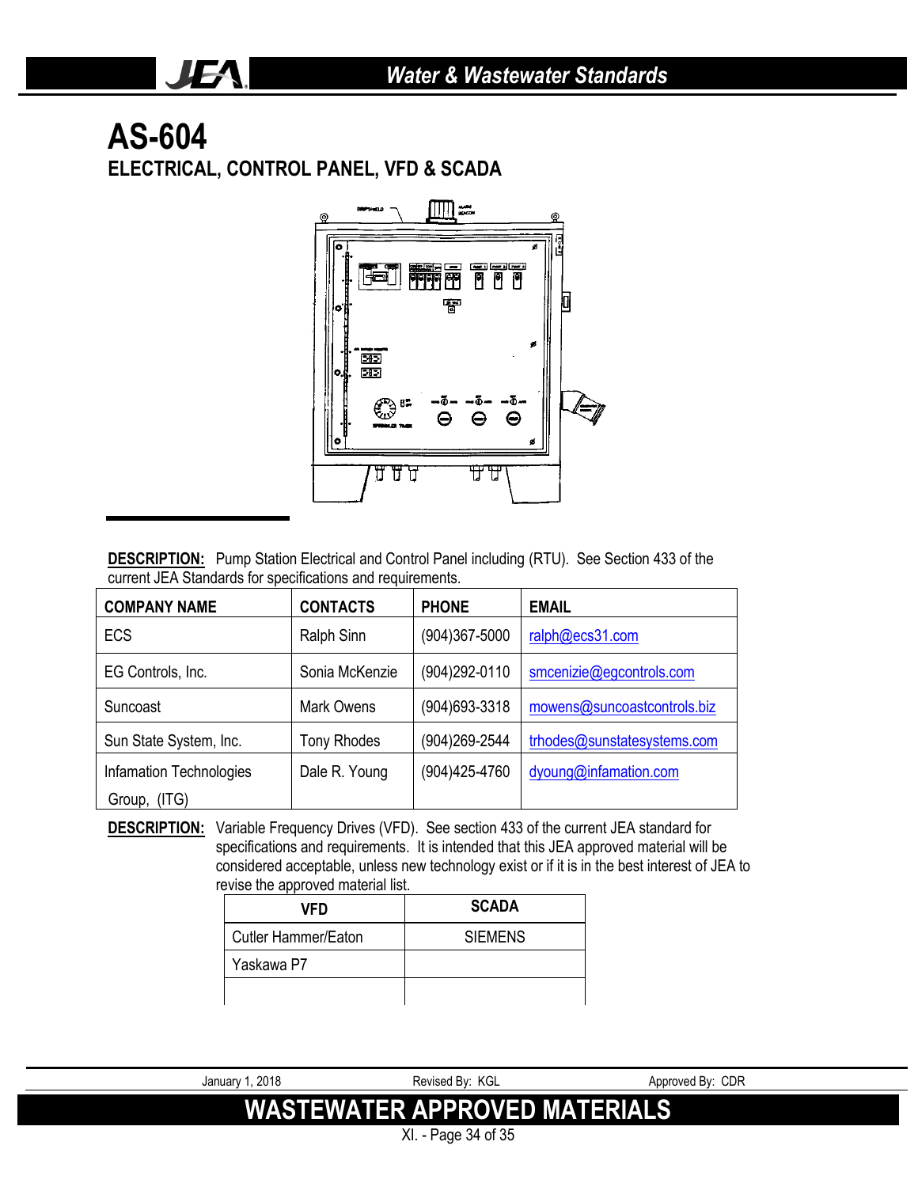# AS-604

## ELECTRICAL, CONTROL PANEL, VFD & SCADA

**DESCRIPTION:** Pump Station Electrical and Control Panel including (RTU). See Section 433 of the current JEA Standards for specifications and requirements.

| COMPANY NAME | CONTACTS | PHONE | EMAIL |
|---|---|---|---|
| ECS | Ralph Sinn | (904)367-5000 | ralph@ecs31.com |
| EG Controls, Inc. | Sonia McKenzie | (904)292-0110 | smcenizie@egcontrols.com |
| Suncoast | Mark Owens | (904)693-3318 | mowens@suncoastcontrols.biz |
| Sun State System, Inc. | Tony Rhodes | (904)269-2544 | trhodes@sunstatesystems.com |
| Infamation Technologies Group, (ITG) | Dale R. Young | (904)425-4760 | dyoung@infamation.com |

**DESCRIPTION:** Variable Frequency Drives (VFD). See section 433 of the current JEA standard for specifications and requirements. It is intended that this JEA approved material will be considered acceptable, unless new technology exist or if it is in the best interest of JEA to revise the approved material list.

| VFD | SCADA |
|---|---|
| Cutler Hammer/Eaton | SIEMENS |
| Yaskawa P7 | |
| | |

January 1, 2018 | Revised By: KGL | Approved By: CDR

**WASTEWATER APPROVED MATERIALS**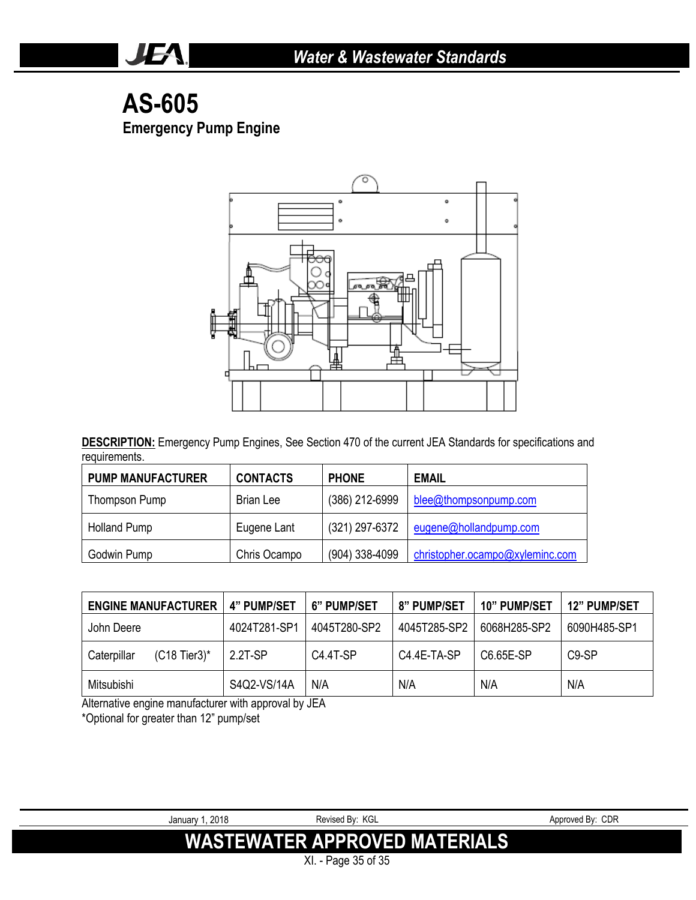# AS-605

## Emergency Pump Engine

**DESCRIPTION:** Emergency Pump Engines, See Section 470 of the current JEA Standards for specifications and requirements.

| PUMP MANUFACTURER | CONTACTS | PHONE | EMAIL |
|---|---|---|---|
| Thompson Pump | Brian Lee | (386) 212-6999 | blee@thompsonpump.com |
| Holland Pump | Eugene Lant | (321) 297-6372 | eugene@hollandpump.com |
| Godwin Pump | Chris Ocampo | (904) 338-4099 | christopher.ocampo@xyleminc.com |

| ENGINE MANUFACTURER | 4" PUMP/SET | 6" PUMP/SET | 8" PUMP/SET | 10" PUMP/SET | 12" PUMP/SET |
|---|---|---|---|---|---|
| John Deere | 4024T281-SP1 | 4045T280-SP2 | 4045T285-SP2 | 6068H285-SP2 | 6090H485-SP1 |
| Caterpillar (C18 Tier3)* | 2.2T-SP | C4.4T-SP | C4.4E-TA-SP | C6.65E-SP | C9-SP |
| Mitsubishi | S4Q2-VS/14A | N/A | N/A | N/A | N/A |

Alternative engine manufacturer with approval by JEA

*Optional for greater than 12" pump/set

January 1, 2018 Revised By: KGL Approved By: CDR

WASTEWATER APPROVED MATERIALS